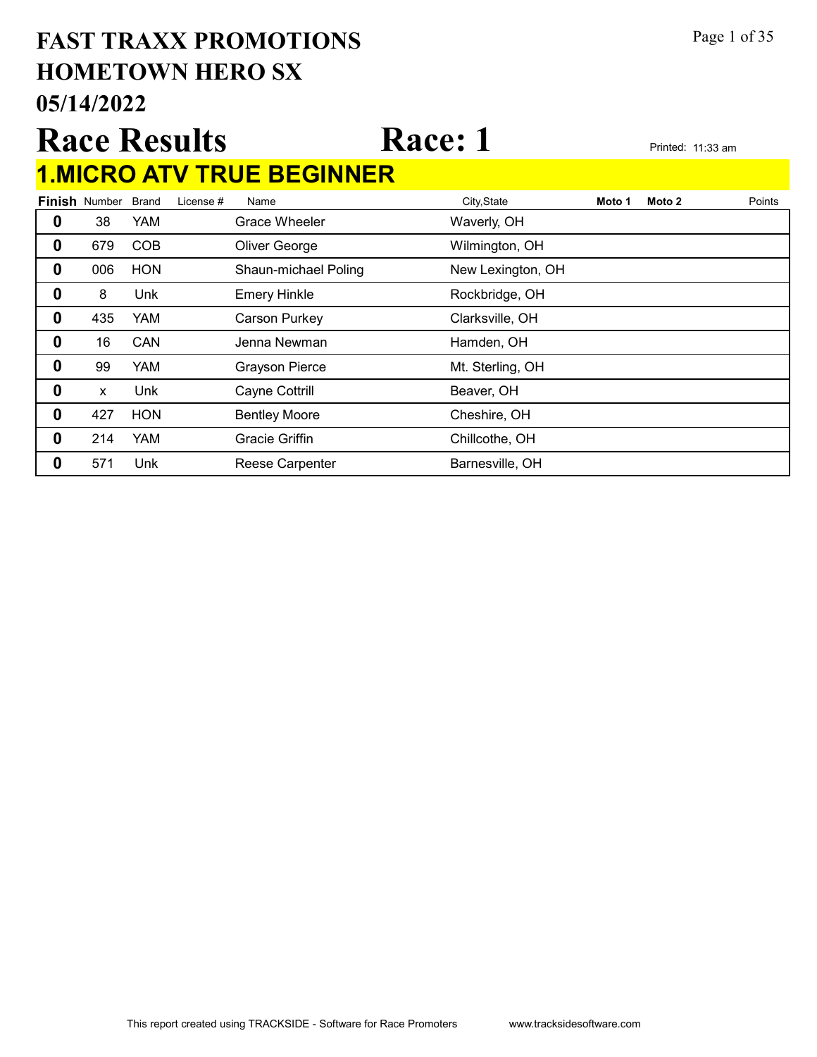# FAST TRAXX PROMOTIONS
# HOMETOWN HERO SX
# 05/14/2022

# Race Results    Race: 1

Printed: 11:33 am

## 1.MICRO ATV TRUE BEGINNER

| Finish | Number | Brand | License # | Name | City,State | Moto 1 | Moto 2 | Points |
|---|---|---|---|---|---|---|---|---|
| 0 | 38 | YAM | | Grace Wheeler | Waverly, OH | | | |
| 0 | 679 | COB | | Oliver George | Wilmington, OH | | | |
| 0 | 006 | HON | | Shaun-michael Poling | New Lexington, OH | | | |
| 0 | 8 | Unk | | Emery Hinkle | Rockbridge, OH | | | |
| 0 | 435 | YAM | | Carson Purkey | Clarksville, OH | | | |
| 0 | 16 | CAN | | Jenna Newman | Hamden, OH | | | |
| 0 | 99 | YAM | | Grayson Pierce | Mt. Sterling, OH | | | |
| 0 | x | Unk | | Cayne Cottrill | Beaver, OH | | | |
| 0 | 427 | HON | | Bentley Moore | Cheshire, OH | | | |
| 0 | 214 | YAM | | Gracie Griffin | Chillcothe, OH | | | |
| 0 | 571 | Unk | | Reese Carpenter | Barnesville, OH | | | |

This report created using TRACKSIDE - Software for Race Promoters www.tracksidesoftware.com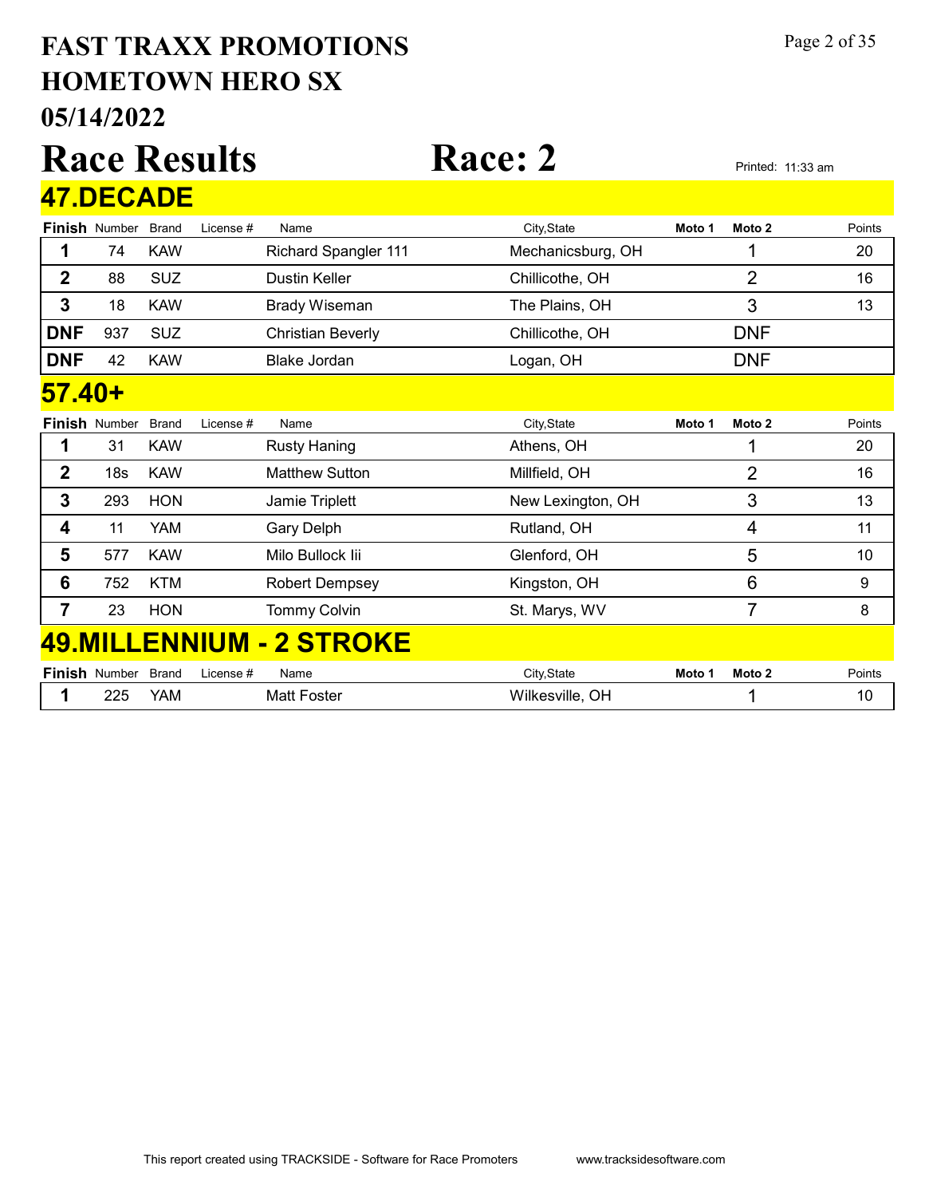# FAST TRAXX PROMOTIONS
# HOMETOWN HERO SX
# 05/14/2022

# Race Results — Race: 2

Printed: 11:33 am

## 47.DECADE

| Finish | Number | Brand | License # | Name | City,State | Moto 1 | Moto 2 | Points |
|---|---|---|---|---|---|---|---|---|
| 1 | 74 | KAW | | Richard Spangler 111 | Mechanicsburg, OH | | 1 | 20 |
| 2 | 88 | SUZ | | Dustin Keller | Chillicothe, OH | | 2 | 16 |
| 3 | 18 | KAW | | Brady Wiseman | The Plains, OH | | 3 | 13 |
| DNF | 937 | SUZ | | Christian Beverly | Chillicothe, OH | | DNF | |
| DNF | 42 | KAW | | Blake Jordan | Logan, OH | | DNF | |

## 57.40+

| Finish | Number | Brand | License # | Name | City,State | Moto 1 | Moto 2 | Points |
|---|---|---|---|---|---|---|---|---|
| 1 | 31 | KAW | | Rusty Haning | Athens, OH | | 1 | 20 |
| 2 | 18s | KAW | | Matthew Sutton | Millfield, OH | | 2 | 16 |
| 3 | 293 | HON | | Jamie Triplett | New Lexington, OH | | 3 | 13 |
| 4 | 11 | YAM | | Gary Delph | Rutland, OH | | 4 | 11 |
| 5 | 577 | KAW | | Milo Bullock Iii | Glenford, OH | | 5 | 10 |
| 6 | 752 | KTM | | Robert Dempsey | Kingston, OH | | 6 | 9 |
| 7 | 23 | HON | | Tommy Colvin | St. Marys, WV | | 7 | 8 |

## 49.MILLENNIUM - 2 STROKE

| Finish | Number | Brand | License # | Name | City,State | Moto 1 | Moto 2 | Points |
|---|---|---|---|---|---|---|---|---|
| 1 | 225 | YAM | | Matt Foster | Wilkesville, OH | | 1 | 10 |

This report created using TRACKSIDE - Software for Race Promoters www.tracksidesoftware.com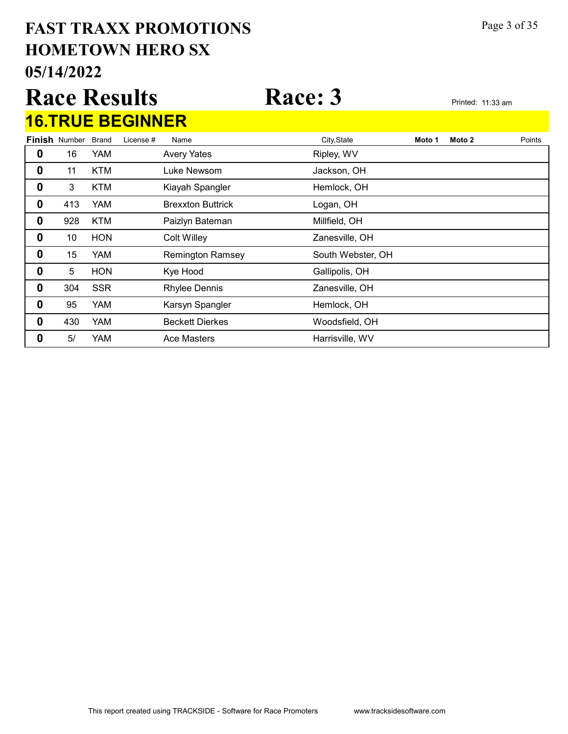# FAST TRAXX PROMOTIONS
# HOMETOWN HERO SX
# 05/14/2022

# Race Results

# Race: 3

Printed: 11:33 am

## 16.TRUE BEGINNER

| Finish | Number | Brand | License # | Name | City,State | Moto 1 | Moto 2 | Points |
|---|---|---|---|---|---|---|---|---|
| 0 | 16 | YAM | | Avery Yates | Ripley, WV | | | |
| 0 | 11 | KTM | | Luke Newsom | Jackson, OH | | | |
| 0 | 3 | KTM | | Kiayah Spangler | Hemlock, OH | | | |
| 0 | 413 | YAM | | Brexxton Buttrick | Logan, OH | | | |
| 0 | 928 | KTM | | Paizlyn Bateman | Millfield, OH | | | |
| 0 | 10 | HON | | Colt Willey | Zanesville, OH | | | |
| 0 | 15 | YAM | | Remington Ramsey | South Webster, OH | | | |
| 0 | 5 | HON | | Kye Hood | Gallipolis, OH | | | |
| 0 | 304 | SSR | | Rhylee Dennis | Zanesville, OH | | | |
| 0 | 95 | YAM | | Karsyn Spangler | Hemlock, OH | | | |
| 0 | 430 | YAM | | Beckett Dierkes | Woodsfield, OH | | | |
| 0 | 5/ | YAM | | Ace Masters | Harrisville, WV | | | |

This report created using TRACKSIDE - Software for Race Promoters www.tracksidesoftware.com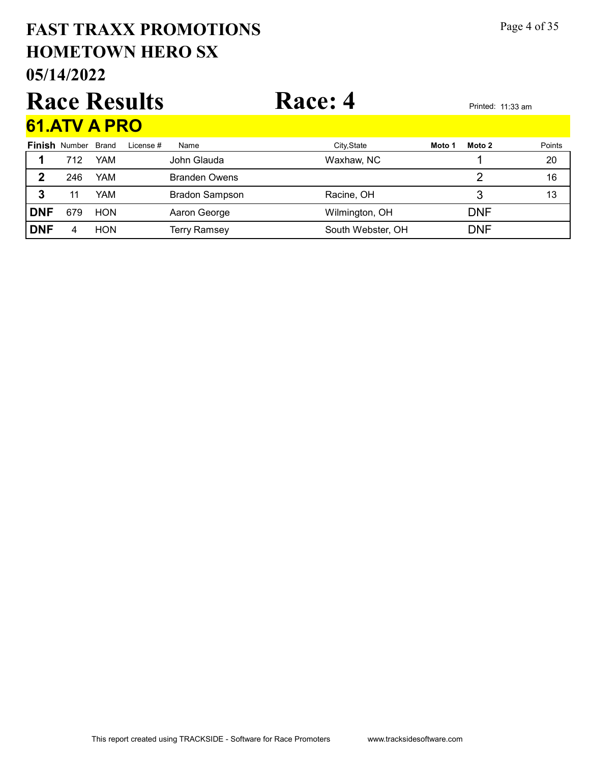# FAST TRAXX PROMOTIONS
# HOMETOWN HERO SX
# 05/14/2022

# Race Results

# Race: 4

Printed: 11:33 am

## 61.ATV A PRO

| Finish | Number | Brand | License # | Name | City,State | Moto 1 | Moto 2 | Points |
|---|---|---|---|---|---|---|---|---|
| 1 | 712 | YAM | | John Glauda | Waxhaw, NC | | 1 | 20 |
| 2 | 246 | YAM | | Branden Owens | | | 2 | 16 |
| 3 | 11 | YAM | | Bradon Sampson | Racine, OH | | 3 | 13 |
| DNF | 679 | HON | | Aaron George | Wilmington, OH | | DNF | |
| DNF | 4 | HON | | Terry Ramsey | South Webster, OH | | DNF | |

This report created using TRACKSIDE - Software for Race Promoters www.tracksidesoftware.com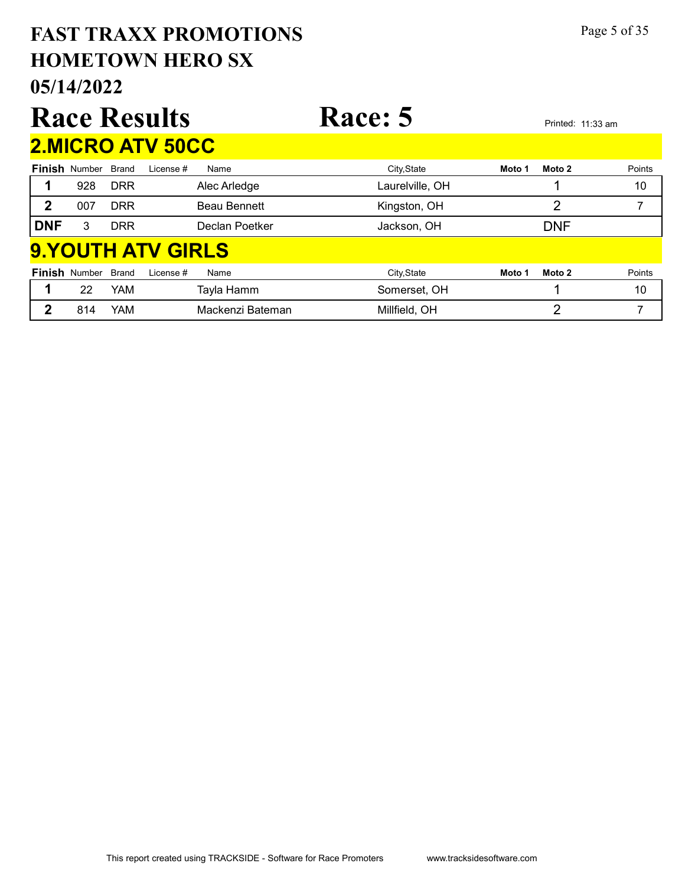# FAST TRAXX PROMOTIONS
# HOMETOWN HERO SX
# 05/14/2022

# Race Results — Race: 5

Printed: 11:33 am

## 2.MICRO ATV 50CC

| Finish | Number | Brand | License # | Name | City,State | Moto 1 | Moto 2 | Points |
|---|---|---|---|---|---|---|---|---|
| 1 | 928 | DRR | | Alec Arledge | Laurelville, OH | | 1 | 10 |
| 2 | 007 | DRR | | Beau Bennett | Kingston, OH | | 2 | 7 |
| DNF | 3 | DRR | | Declan Poetker | Jackson, OH | | DNF | |

## 9.YOUTH ATV GIRLS

| Finish | Number | Brand | License # | Name | City,State | Moto 1 | Moto 2 | Points |
|---|---|---|---|---|---|---|---|---|
| 1 | 22 | YAM | | Tayla Hamm | Somerset, OH | | 1 | 10 |
| 2 | 814 | YAM | | Mackenzi Bateman | Millfield, OH | | 2 | 7 |

This report created using TRACKSIDE - Software for Race Promoters www.tracksidesoftware.com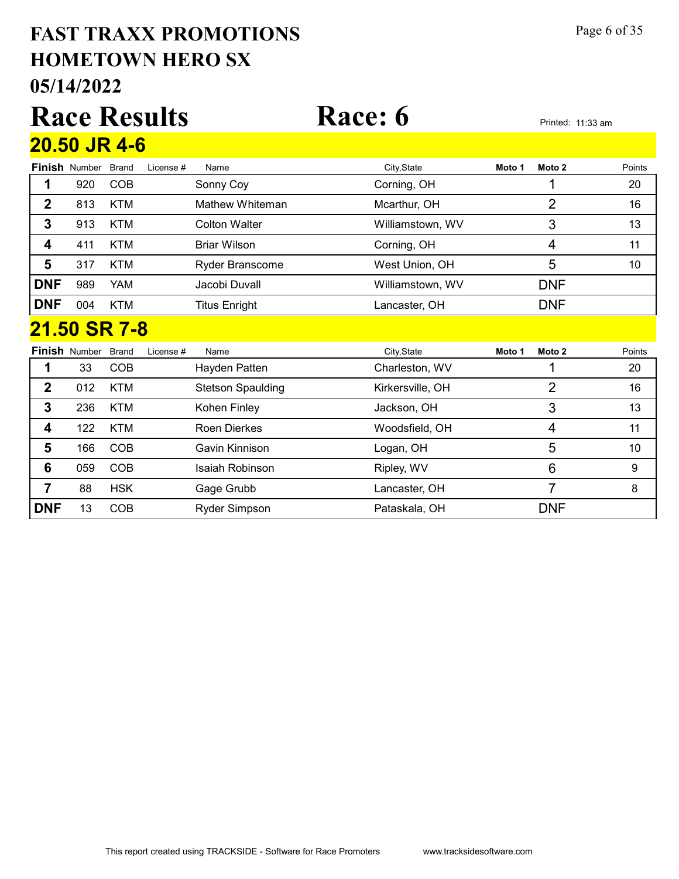# FAST TRAXX PROMOTIONS
# HOMETOWN HERO SX
# 05/14/2022

# Race Results Race: 6

Printed: 11:33 am

## 20.50 JR 4-6

| Finish | Number | Brand | License # | Name | City,State | Moto 1 | Moto 2 | Points |
|---|---|---|---|---|---|---|---|---|
| 1 | 920 | COB | | Sonny Coy | Corning, OH | | 1 | 20 |
| 2 | 813 | KTM | | Mathew Whiteman | Mcarthur, OH | | 2 | 16 |
| 3 | 913 | KTM | | Colton Walter | Williamstown, WV | | 3 | 13 |
| 4 | 411 | KTM | | Briar Wilson | Corning, OH | | 4 | 11 |
| 5 | 317 | KTM | | Ryder Branscome | West Union, OH | | 5 | 10 |
| DNF | 989 | YAM | | Jacobi Duvall | Williamstown, WV | | DNF | |
| DNF | 004 | KTM | | Titus Enright | Lancaster, OH | | DNF | |

## 21.50 SR 7-8

| Finish | Number | Brand | License # | Name | City,State | Moto 1 | Moto 2 | Points |
|---|---|---|---|---|---|---|---|---|
| 1 | 33 | COB | | Hayden Patten | Charleston, WV | | 1 | 20 |
| 2 | 012 | KTM | | Stetson Spaulding | Kirkersville, OH | | 2 | 16 |
| 3 | 236 | KTM | | Kohen Finley | Jackson, OH | | 3 | 13 |
| 4 | 122 | KTM | | Roen Dierkes | Woodsfield, OH | | 4 | 11 |
| 5 | 166 | COB | | Gavin Kinnison | Logan, OH | | 5 | 10 |
| 6 | 059 | COB | | Isaiah Robinson | Ripley, WV | | 6 | 9 |
| 7 | 88 | HSK | | Gage Grubb | Lancaster, OH | | 7 | 8 |
| DNF | 13 | COB | | Ryder Simpson | Pataskala, OH | | DNF | |

This report created using TRACKSIDE - Software for Race Promoters www.tracksidesoftware.com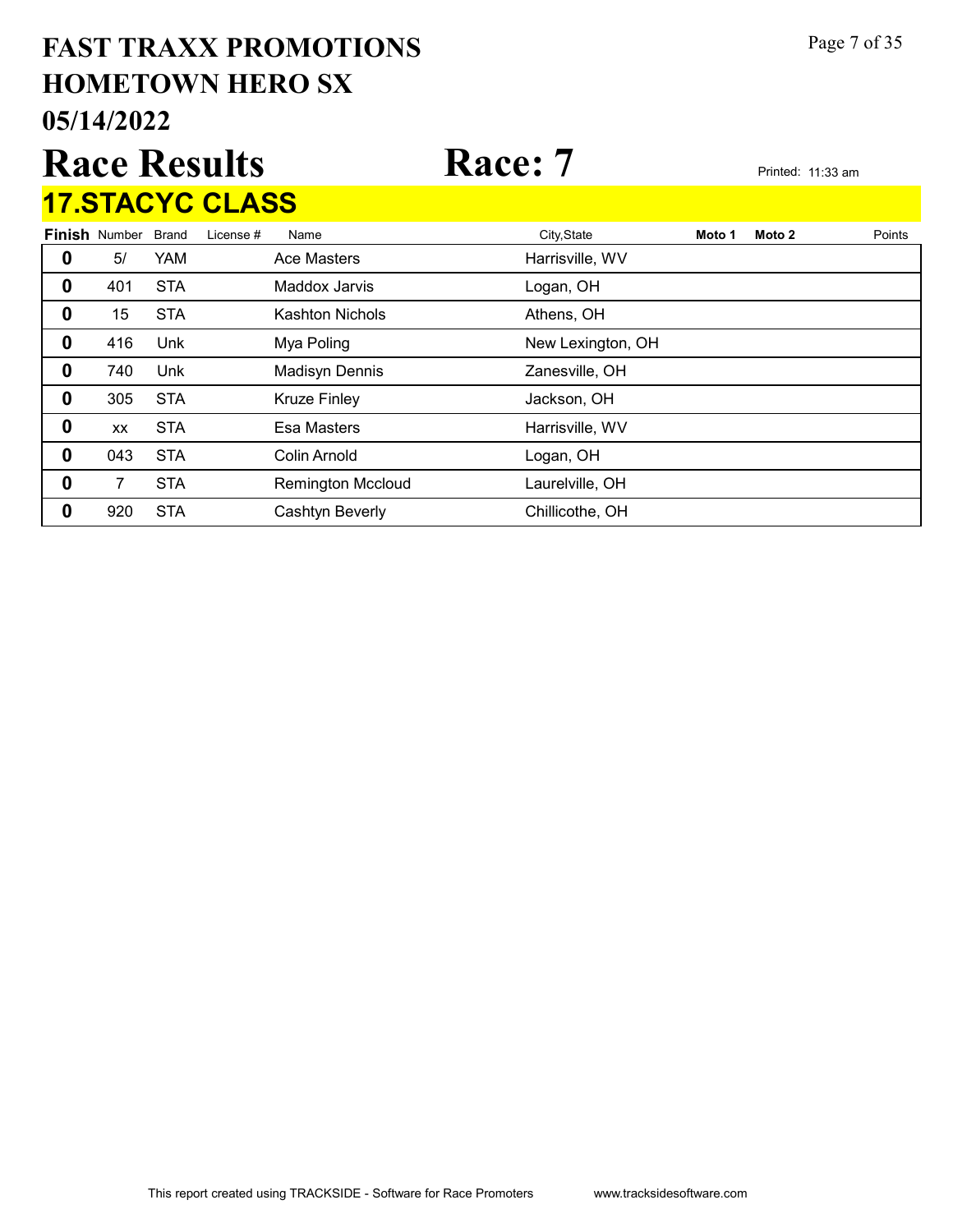# FAST TRAXX PROMOTIONS
## HOMETOWN HERO SX
## 05/14/2022

# Race Results Race: 7

Printed: 11:33 am

## 17.STACYC CLASS

| Finish | Number | Brand | License # | Name | City,State | Moto 1 | Moto 2 | Points |
|---|---|---|---|---|---|---|---|---|
| 0 | 5/ | YAM | | Ace Masters | Harrisville, WV | | | |
| 0 | 401 | STA | | Maddox Jarvis | Logan, OH | | | |
| 0 | 15 | STA | | Kashton Nichols | Athens, OH | | | |
| 0 | 416 | Unk | | Mya Poling | New Lexington, OH | | | |
| 0 | 740 | Unk | | Madisyn Dennis | Zanesville, OH | | | |
| 0 | 305 | STA | | Kruze Finley | Jackson, OH | | | |
| 0 | xx | STA | | Esa Masters | Harrisville, WV | | | |
| 0 | 043 | STA | | Colin Arnold | Logan, OH | | | |
| 0 | 7 | STA | | Remington Mccloud | Laurelville, OH | | | |
| 0 | 920 | STA | | Cashtyn Beverly | Chillicothe, OH | | | |

This report created using TRACKSIDE - Software for Race Promoters www.tracksidesoftware.com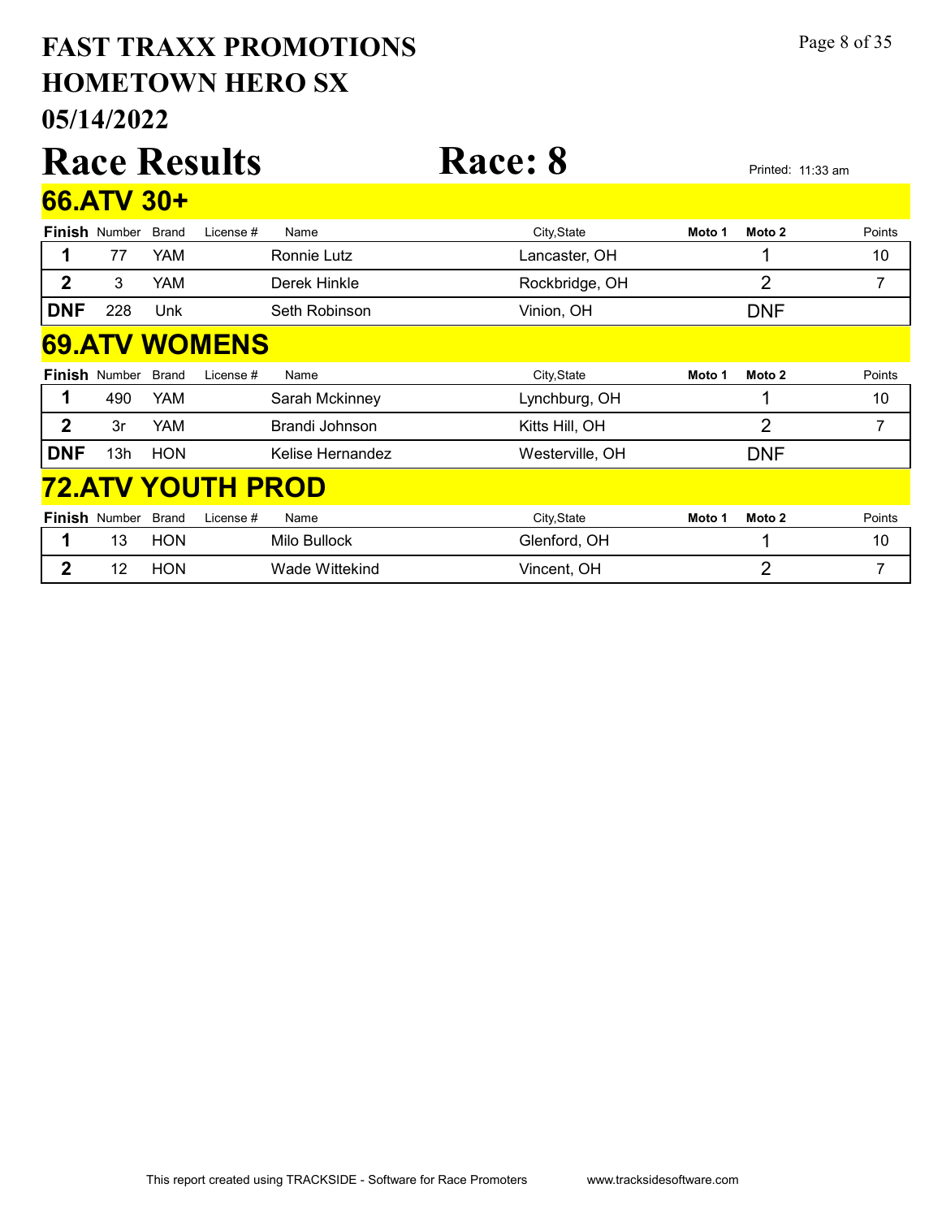# FAST TRAXX PROMOTIONS
# HOMETOWN HERO SX
# 05/14/2022

# Race Results — Race: 8

Printed: 11:33 am

## 66.ATV 30+

| Finish | Number | Brand | License # | Name | City,State | Moto 1 | Moto 2 | Points |
|---|---|---|---|---|---|---|---|---|
| 1 | 77 | YAM | | Ronnie Lutz | Lancaster, OH | | 1 | 10 |
| 2 | 3 | YAM | | Derek Hinkle | Rockbridge, OH | | 2 | 7 |
| DNF | 228 | Unk | | Seth Robinson | Vinion, OH | | DNF | |

## 69.ATV WOMENS

| Finish | Number | Brand | License # | Name | City,State | Moto 1 | Moto 2 | Points |
|---|---|---|---|---|---|---|---|---|
| 1 | 490 | YAM | | Sarah Mckinney | Lynchburg, OH | | 1 | 10 |
| 2 | 3r | YAM | | Brandi Johnson | Kitts Hill, OH | | 2 | 7 |
| DNF | 13h | HON | | Kelise Hernandez | Westerville, OH | | DNF | |

## 72.ATV YOUTH PROD

| Finish | Number | Brand | License # | Name | City,State | Moto 1 | Moto 2 | Points |
|---|---|---|---|---|---|---|---|---|
| 1 | 13 | HON | | Milo Bullock | Glenford, OH | | 1 | 10 |
| 2 | 12 | HON | | Wade Wittekind | Vincent, OH | | 2 | 7 |

This report created using TRACKSIDE - Software for Race Promoters www.tracksidesoftware.com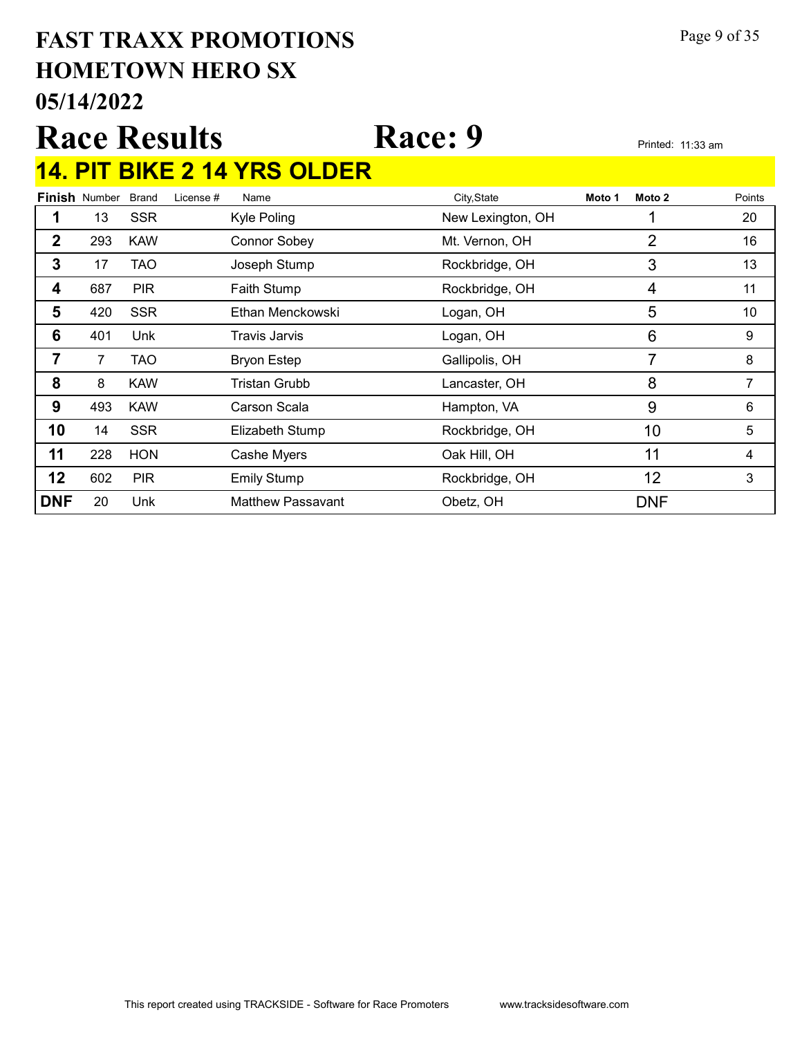# FAST TRAXX PROMOTIONS
# HOMETOWN HERO SX
# 05/14/2022

# Race Results Race: 9

Printed: 11:33 am

## 14. PIT BIKE 2 14 YRS OLDER

| Finish | Number | Brand | License # | Name | City,State | Moto 1 | Moto 2 | Points |
|---|---|---|---|---|---|---|---|---|
| 1 | 13 | SSR | | Kyle Poling | New Lexington, OH | | 1 | 20 |
| 2 | 293 | KAW | | Connor Sobey | Mt. Vernon, OH | | 2 | 16 |
| 3 | 17 | TAO | | Joseph Stump | Rockbridge, OH | | 3 | 13 |
| 4 | 687 | PIR | | Faith Stump | Rockbridge, OH | | 4 | 11 |
| 5 | 420 | SSR | | Ethan Menckowski | Logan, OH | | 5 | 10 |
| 6 | 401 | Unk | | Travis Jarvis | Logan, OH | | 6 | 9 |
| 7 | 7 | TAO | | Bryon Estep | Gallipolis, OH | | 7 | 8 |
| 8 | 8 | KAW | | Tristan Grubb | Lancaster, OH | | 8 | 7 |
| 9 | 493 | KAW | | Carson Scala | Hampton, VA | | 9 | 6 |
| 10 | 14 | SSR | | Elizabeth Stump | Rockbridge, OH | | 10 | 5 |
| 11 | 228 | HON | | Cashe Myers | Oak Hill, OH | | 11 | 4 |
| 12 | 602 | PIR | | Emily Stump | Rockbridge, OH | | 12 | 3 |
| DNF | 20 | Unk | | Matthew Passavant | Obetz, OH | | DNF | |

This report created using TRACKSIDE - Software for Race Promoters www.tracksidesoftware.com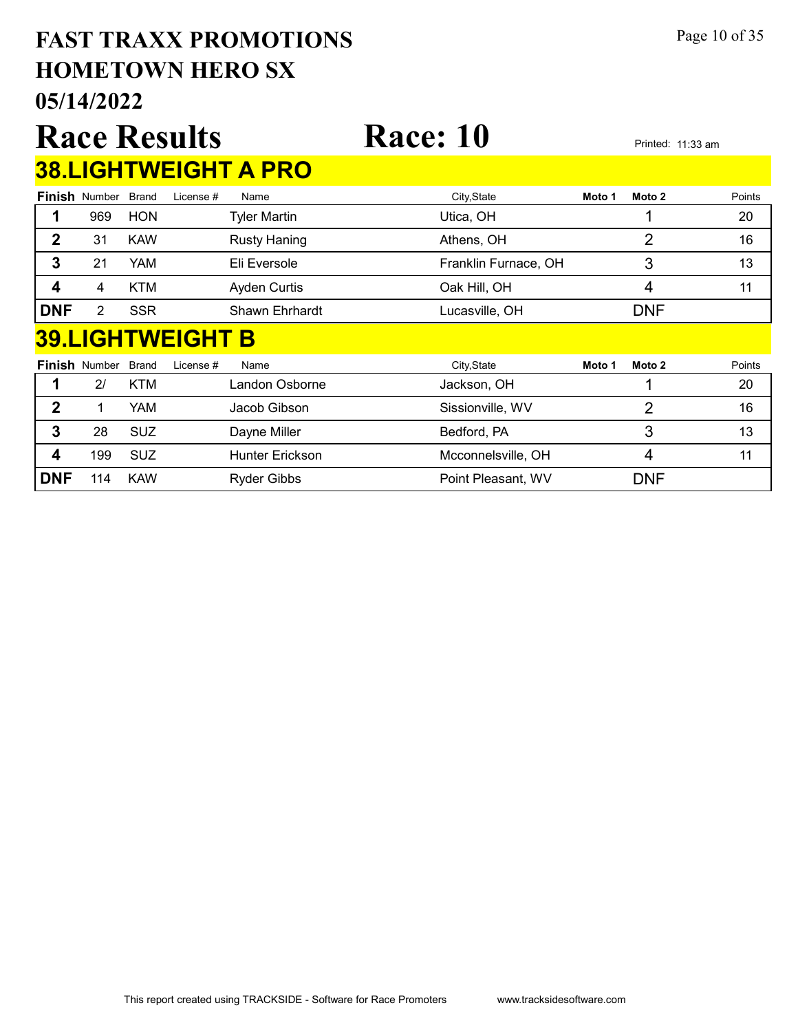# FAST TRAXX PROMOTIONS
# HOMETOWN HERO SX
# 05/14/2022

# Race Results Race: 10

Printed: 11:33 am

## 38.LIGHTWEIGHT A PRO

| Finish | Number | Brand | License # | Name | City,State | Moto 1 | Moto 2 | Points |
|---|---|---|---|---|---|---|---|---|
| 1 | 969 | HON | | Tyler Martin | Utica, OH | | 1 | 20 |
| 2 | 31 | KAW | | Rusty Haning | Athens, OH | | 2 | 16 |
| 3 | 21 | YAM | | Eli Eversole | Franklin Furnace, OH | | 3 | 13 |
| 4 | 4 | KTM | | Ayden Curtis | Oak Hill, OH | | 4 | 11 |
| DNF | 2 | SSR | | Shawn Ehrhardt | Lucasville, OH | | DNF | |

## 39.LIGHTWEIGHT B

| Finish | Number | Brand | License # | Name | City,State | Moto 1 | Moto 2 | Points |
|---|---|---|---|---|---|---|---|---|
| 1 | 2/ | KTM | | Landon Osborne | Jackson, OH | | 1 | 20 |
| 2 | 1 | YAM | | Jacob Gibson | Sissionville, WV | | 2 | 16 |
| 3 | 28 | SUZ | | Dayne Miller | Bedford, PA | | 3 | 13 |
| 4 | 199 | SUZ | | Hunter Erickson | Mcconnelsville, OH | | 4 | 11 |
| DNF | 114 | KAW | | Ryder Gibbs | Point Pleasant, WV | | DNF | |

This report created using TRACKSIDE - Software for Race Promoters www.tracksidesoftware.com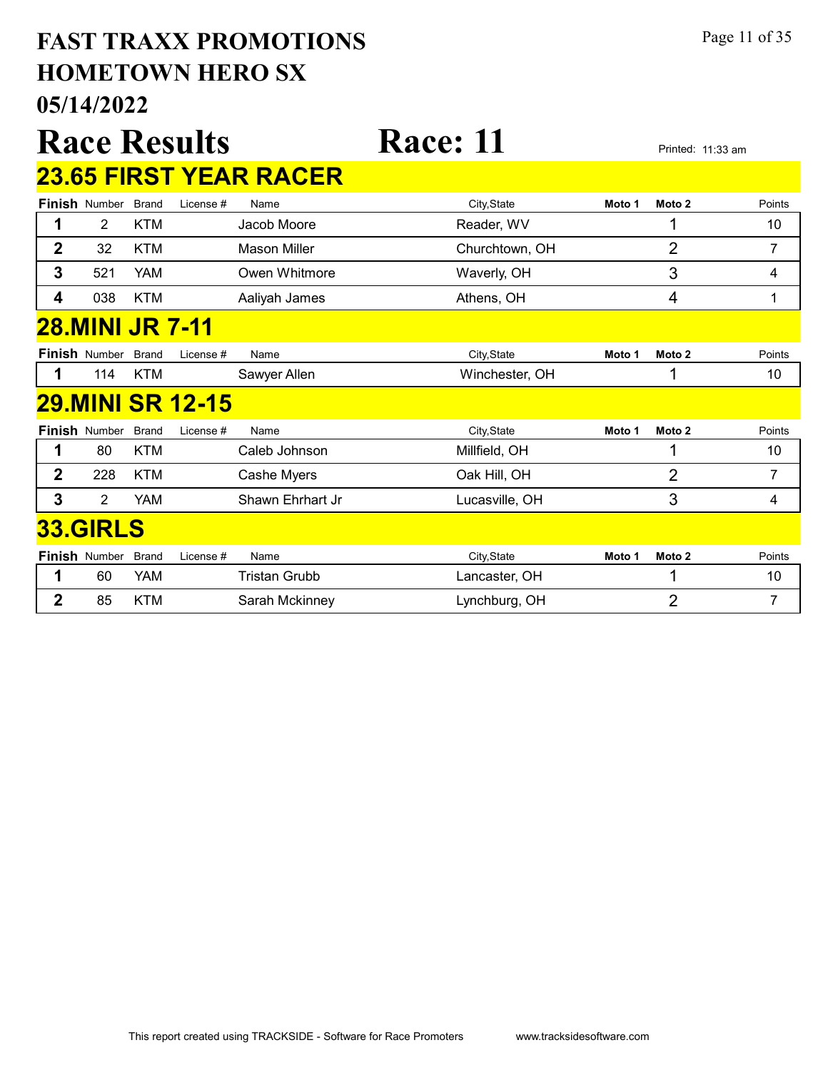# FAST TRAXX PROMOTIONS
# HOMETOWN HERO SX
# 05/14/2022

# Race Results — Race: 11

Printed: 11:33 am

## 23.65 FIRST YEAR RACER

| Finish | Number | Brand | License # | Name | City,State | Moto 1 | Moto 2 | Points |
|---|---|---|---|---|---|---|---|---|
| 1 | 2 | KTM | | Jacob Moore | Reader, WV | | 1 | 10 |
| 2 | 32 | KTM | | Mason Miller | Churchtown, OH | | 2 | 7 |
| 3 | 521 | YAM | | Owen Whitmore | Waverly, OH | | 3 | 4 |
| 4 | 038 | KTM | | Aaliyah James | Athens, OH | | 4 | 1 |

## 28.MINI JR 7-11

| Finish | Number | Brand | License # | Name | City,State | Moto 1 | Moto 2 | Points |
|---|---|---|---|---|---|---|---|---|
| 1 | 114 | KTM | | Sawyer Allen | Winchester, OH | | 1 | 10 |

## 29.MINI SR 12-15

| Finish | Number | Brand | License # | Name | City,State | Moto 1 | Moto 2 | Points |
|---|---|---|---|---|---|---|---|---|
| 1 | 80 | KTM | | Caleb Johnson | Millfield, OH | | 1 | 10 |
| 2 | 228 | KTM | | Cashe Myers | Oak Hill, OH | | 2 | 7 |
| 3 | 2 | YAM | | Shawn Ehrhart Jr | Lucasville, OH | | 3 | 4 |

## 33.GIRLS

| Finish | Number | Brand | License # | Name | City,State | Moto 1 | Moto 2 | Points |
|---|---|---|---|---|---|---|---|---|
| 1 | 60 | YAM | | Tristan Grubb | Lancaster, OH | | 1 | 10 |
| 2 | 85 | KTM | | Sarah Mckinney | Lynchburg, OH | | 2 | 7 |

This report created using TRACKSIDE - Software for Race Promoters www.tracksidesoftware.com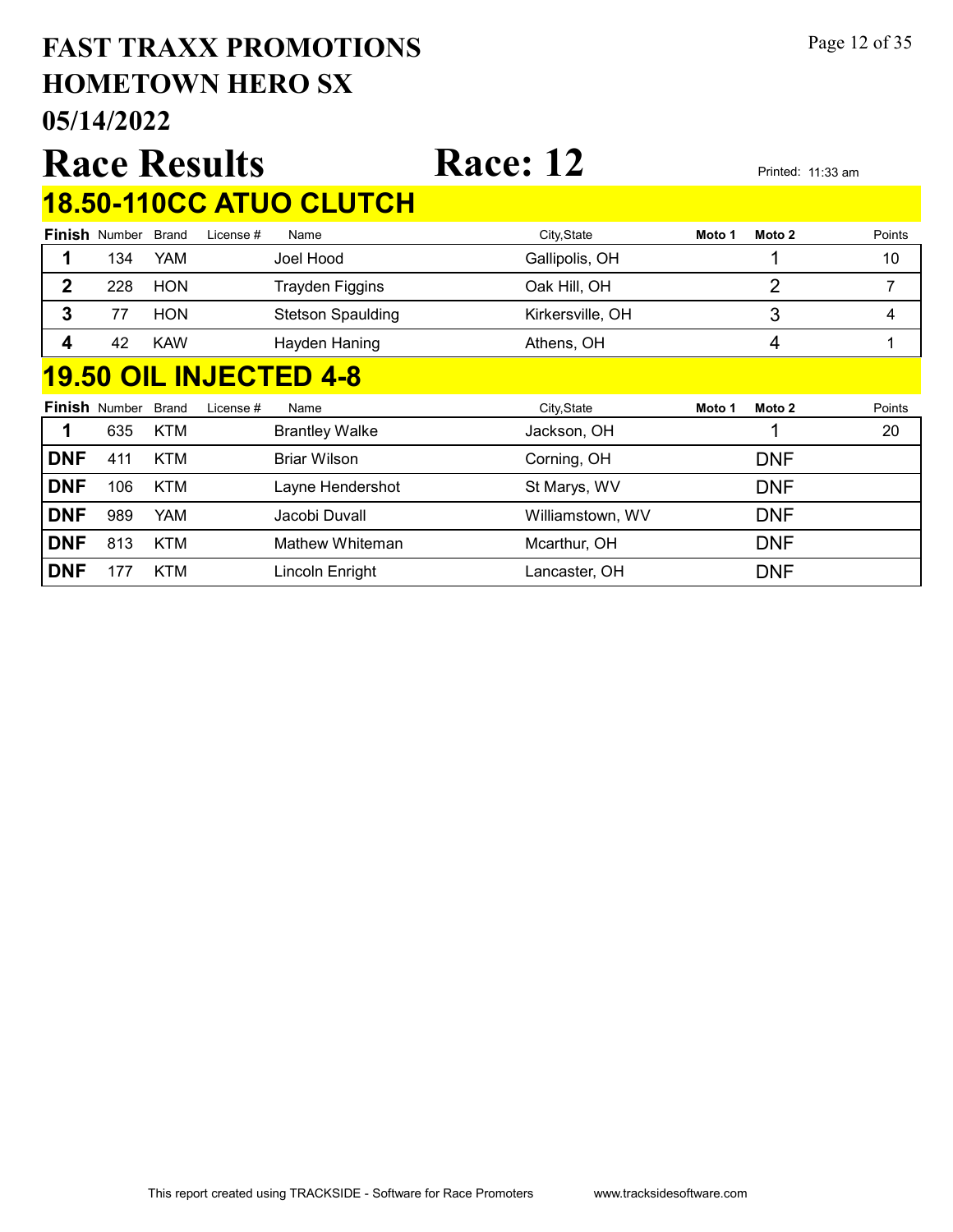# FAST TRAXX PROMOTIONS
# HOMETOWN HERO SX
# 05/14/2022

# Race Results

# Race: 12

Printed: 11:33 am

## 18.50-110CC ATUO CLUTCH

| Finish | Number | Brand | License # | Name | City,State | Moto 1 | Moto 2 | Points |
|---|---|---|---|---|---|---|---|---|
| 1 | 134 | YAM | | Joel Hood | Gallipolis, OH | | 1 | 10 |
| 2 | 228 | HON | | Trayden Figgins | Oak Hill, OH | | 2 | 7 |
| 3 | 77 | HON | | Stetson Spaulding | Kirkersville, OH | | 3 | 4 |
| 4 | 42 | KAW | | Hayden Haning | Athens, OH | | 4 | 1 |

## 19.50 OIL INJECTED 4-8

| Finish | Number | Brand | License # | Name | City,State | Moto 1 | Moto 2 | Points |
|---|---|---|---|---|---|---|---|---|
| 1 | 635 | KTM | | Brantley Walke | Jackson, OH | | 1 | 20 |
| DNF | 411 | KTM | | Briar Wilson | Corning, OH | | DNF | |
| DNF | 106 | KTM | | Layne Hendershot | St Marys, WV | | DNF | |
| DNF | 989 | YAM | | Jacobi Duvall | Williamstown, WV | | DNF | |
| DNF | 813 | KTM | | Mathew Whiteman | Mcarthur, OH | | DNF | |
| DNF | 177 | KTM | | Lincoln Enright | Lancaster, OH | | DNF | |

This report created using TRACKSIDE - Software for Race Promoters www.tracksidesoftware.com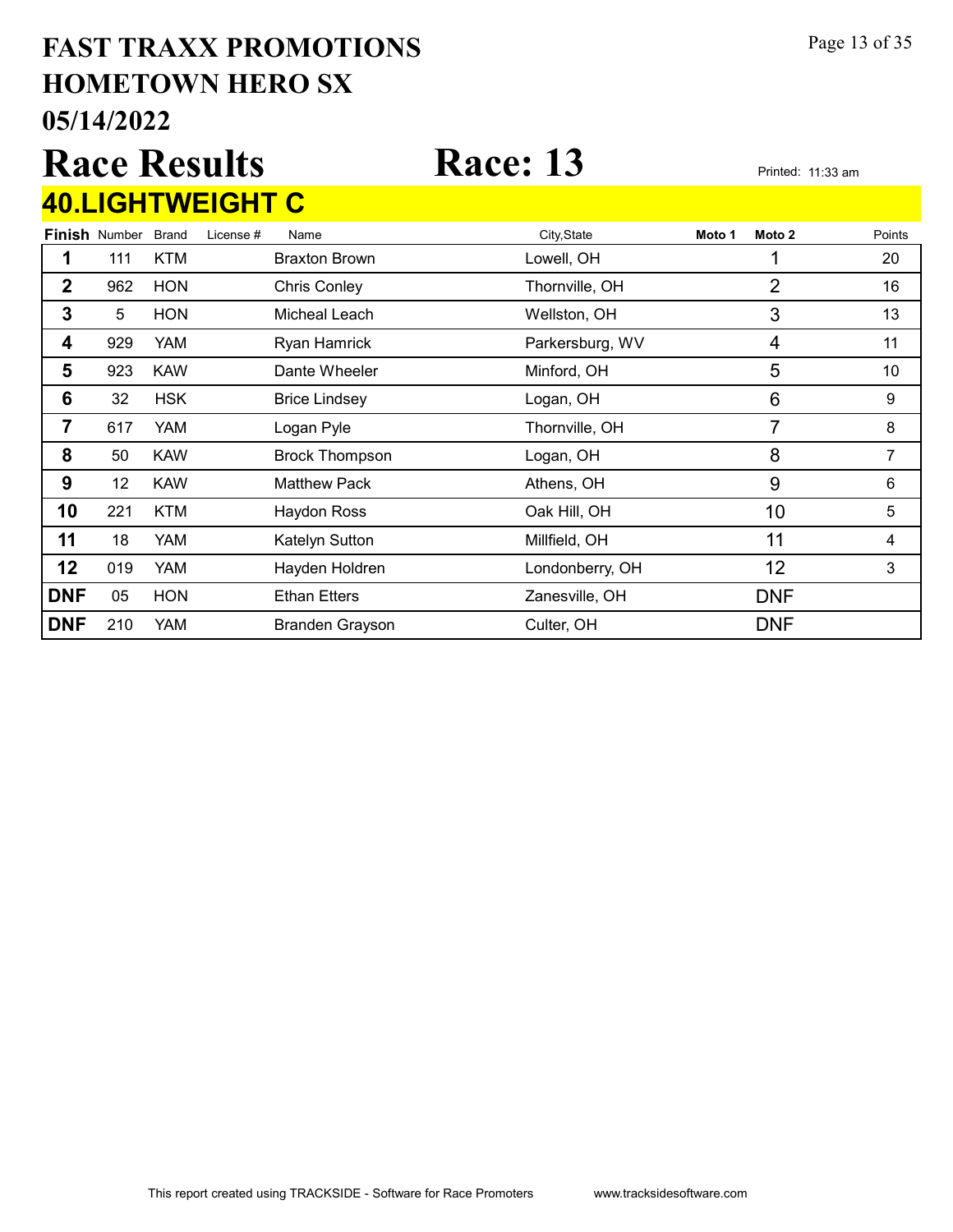# FAST TRAXX PROMOTIONS
# HOMETOWN HERO SX
# 05/14/2022

# Race Results    Race: 13

Printed: 11:33 am

## 40.LIGHTWEIGHT C

| Finish | Number | Brand | License # | Name | City,State | Moto 1 | Moto 2 | Points |
|---|---|---|---|---|---|---|---|---|
| 1 | 111 | KTM | | Braxton Brown | Lowell, OH | | 1 | 20 |
| 2 | 962 | HON | | Chris Conley | Thornville, OH | | 2 | 16 |
| 3 | 5 | HON | | Micheal Leach | Wellston, OH | | 3 | 13 |
| 4 | 929 | YAM | | Ryan Hamrick | Parkersburg, WV | | 4 | 11 |
| 5 | 923 | KAW | | Dante Wheeler | Minford, OH | | 5 | 10 |
| 6 | 32 | HSK | | Brice Lindsey | Logan, OH | | 6 | 9 |
| 7 | 617 | YAM | | Logan Pyle | Thornville, OH | | 7 | 8 |
| 8 | 50 | KAW | | Brock Thompson | Logan, OH | | 8 | 7 |
| 9 | 12 | KAW | | Matthew Pack | Athens, OH | | 9 | 6 |
| 10 | 221 | KTM | | Haydon Ross | Oak Hill, OH | | 10 | 5 |
| 11 | 18 | YAM | | Katelyn Sutton | Millfield, OH | | 11 | 4 |
| 12 | 019 | YAM | | Hayden Holdren | Londonberry, OH | | 12 | 3 |
| DNF | 05 | HON | | Ethan Etters | Zanesville, OH | | DNF | |
| DNF | 210 | YAM | | Branden Grayson | Culter, OH | | DNF | |

This report created using TRACKSIDE - Software for Race Promoters www.tracksidesoftware.com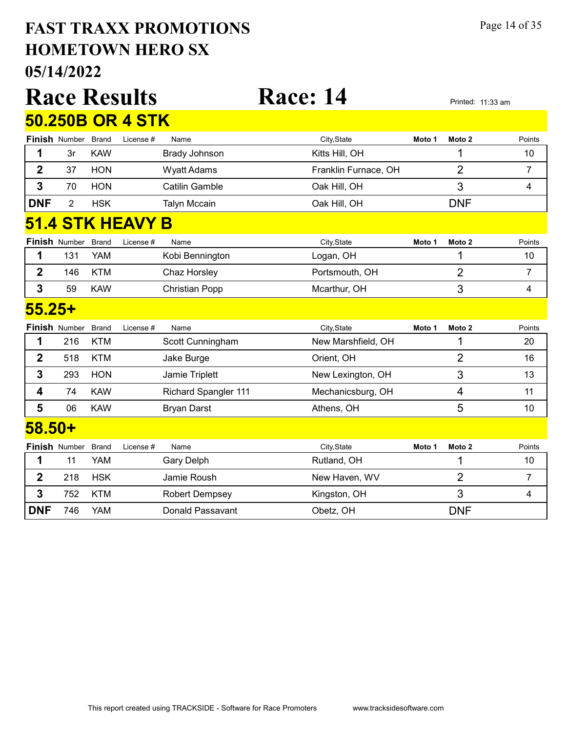# FAST TRAXX PROMOTIONS
# HOMETOWN HERO SX
# 05/14/2022

# Race Results — Race: 14

Printed: 11:33 am

## 50.250B OR 4 STK

| Finish | Number | Brand | License # | Name | City,State | Moto 1 | Moto 2 | Points |
|---|---|---|---|---|---|---|---|---|
| 1 | 3r | KAW | | Brady Johnson | Kitts Hill, OH | | 1 | 10 |
| 2 | 37 | HON | | Wyatt Adams | Franklin Furnace, OH | | 2 | 7 |
| 3 | 70 | HON | | Catilin Gamble | Oak Hill, OH | | 3 | 4 |
| DNF | 2 | HSK | | Talyn Mccain | Oak Hill, OH | | DNF | |

## 51.4 STK HEAVY B

| Finish | Number | Brand | License # | Name | City,State | Moto 1 | Moto 2 | Points |
|---|---|---|---|---|---|---|---|---|
| 1 | 131 | YAM | | Kobi Bennington | Logan, OH | | 1 | 10 |
| 2 | 146 | KTM | | Chaz Horsley | Portsmouth, OH | | 2 | 7 |
| 3 | 59 | KAW | | Christian Popp | Mcarthur, OH | | 3 | 4 |

## 55.25+

| Finish | Number | Brand | License # | Name | City,State | Moto 1 | Moto 2 | Points |
|---|---|---|---|---|---|---|---|---|
| 1 | 216 | KTM | | Scott Cunningham | New Marshfield, OH | | 1 | 20 |
| 2 | 518 | KTM | | Jake Burge | Orient, OH | | 2 | 16 |
| 3 | 293 | HON | | Jamie Triplett | New Lexington, OH | | 3 | 13 |
| 4 | 74 | KAW | | Richard Spangler 111 | Mechanicsburg, OH | | 4 | 11 |
| 5 | 06 | KAW | | Bryan Darst | Athens, OH | | 5 | 10 |

## 58.50+

| Finish | Number | Brand | License # | Name | City,State | Moto 1 | Moto 2 | Points |
|---|---|---|---|---|---|---|---|---|
| 1 | 11 | YAM | | Gary Delph | Rutland, OH | | 1 | 10 |
| 2 | 218 | HSK | | Jamie Roush | New Haven, WV | | 2 | 7 |
| 3 | 752 | KTM | | Robert Dempsey | Kingston, OH | | 3 | 4 |
| DNF | 746 | YAM | | Donald Passavant | Obetz, OH | | DNF | |

This report created using TRACKSIDE - Software for Race Promoters www.tracksidesoftware.com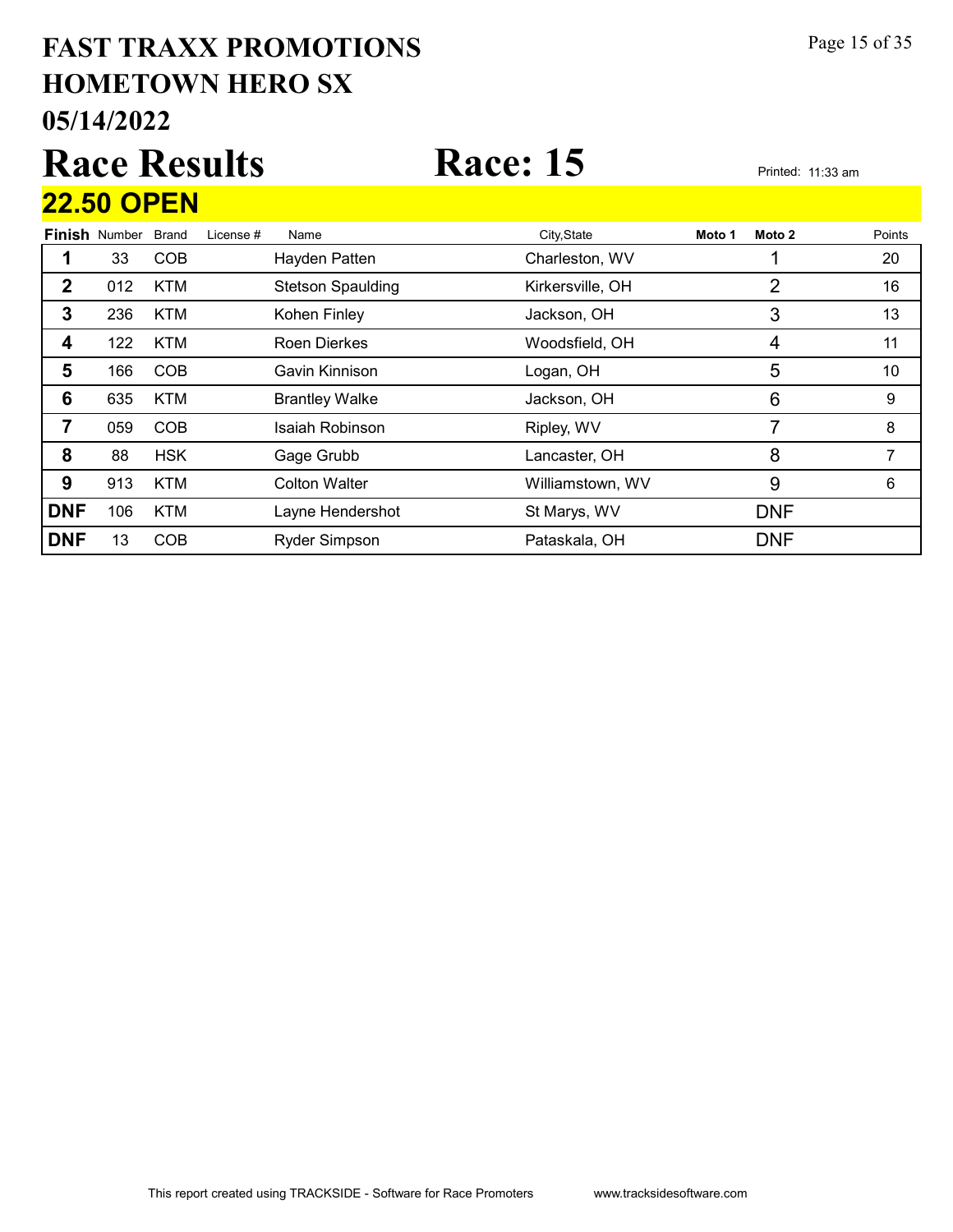# FAST TRAXX PROMOTIONS
## HOMETOWN HERO SX
## 05/14/2022

# Race Results

# Race: 15

Printed: 11:33 am

## 22.50 OPEN

| Finish | Number | Brand | License # | Name | City,State | Moto 1 | Moto 2 | Points |
|---|---|---|---|---|---|---|---|---|
| 1 | 33 | COB | | Hayden Patten | Charleston, WV | | 1 | 20 |
| 2 | 012 | KTM | | Stetson Spaulding | Kirkersville, OH | | 2 | 16 |
| 3 | 236 | KTM | | Kohen Finley | Jackson, OH | | 3 | 13 |
| 4 | 122 | KTM | | Roen Dierkes | Woodsfield, OH | | 4 | 11 |
| 5 | 166 | COB | | Gavin Kinnison | Logan, OH | | 5 | 10 |
| 6 | 635 | KTM | | Brantley Walke | Jackson, OH | | 6 | 9 |
| 7 | 059 | COB | | Isaiah Robinson | Ripley, WV | | 7 | 8 |
| 8 | 88 | HSK | | Gage Grubb | Lancaster, OH | | 8 | 7 |
| 9 | 913 | KTM | | Colton Walter | Williamstown, WV | | 9 | 6 |
| DNF | 106 | KTM | | Layne Hendershot | St Marys, WV | | DNF | |
| DNF | 13 | COB | | Ryder Simpson | Pataskala, OH | | DNF | |

This report created using TRACKSIDE - Software for Race Promoters www.tracksidesoftware.com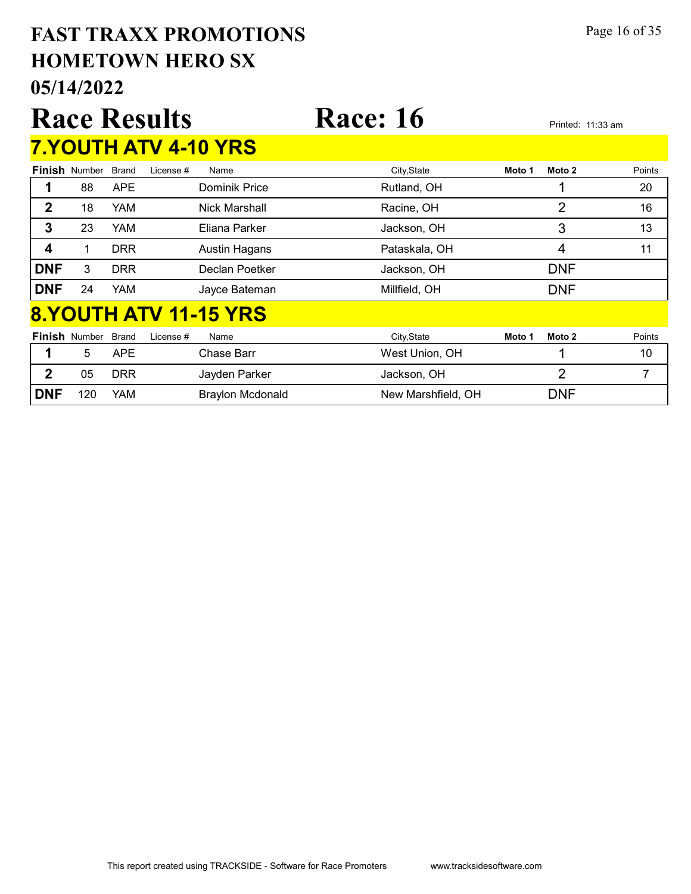# FAST TRAXX PROMOTIONS
# HOMETOWN HERO SX
# 05/14/2022

# Race Results

# Race: 16

Printed: 11:33 am

## 7.YOUTH ATV 4-10 YRS

| Finish | Number | Brand | License # | Name | City,State | Moto 1 | Moto 2 | Points |
|---|---|---|---|---|---|---|---|---|
| 1 | 88 | APE | | Dominik Price | Rutland, OH | | 1 | 20 |
| 2 | 18 | YAM | | Nick Marshall | Racine, OH | | 2 | 16 |
| 3 | 23 | YAM | | Eliana Parker | Jackson, OH | | 3 | 13 |
| 4 | 1 | DRR | | Austin Hagans | Pataskala, OH | | 4 | 11 |
| DNF | 3 | DRR | | Declan Poetker | Jackson, OH | | DNF | |
| DNF | 24 | YAM | | Jayce Bateman | Millfield, OH | | DNF | |

## 8.YOUTH ATV 11-15 YRS

| Finish | Number | Brand | License # | Name | City,State | Moto 1 | Moto 2 | Points |
|---|---|---|---|---|---|---|---|---|
| 1 | 5 | APE | | Chase Barr | West Union, OH | | 1 | 10 |
| 2 | 05 | DRR | | Jayden Parker | Jackson, OH | | 2 | 7 |
| DNF | 120 | YAM | | Braylon Mcdonald | New Marshfield, OH | | DNF | |

This report created using TRACKSIDE - Software for Race Promoters www.tracksidesoftware.com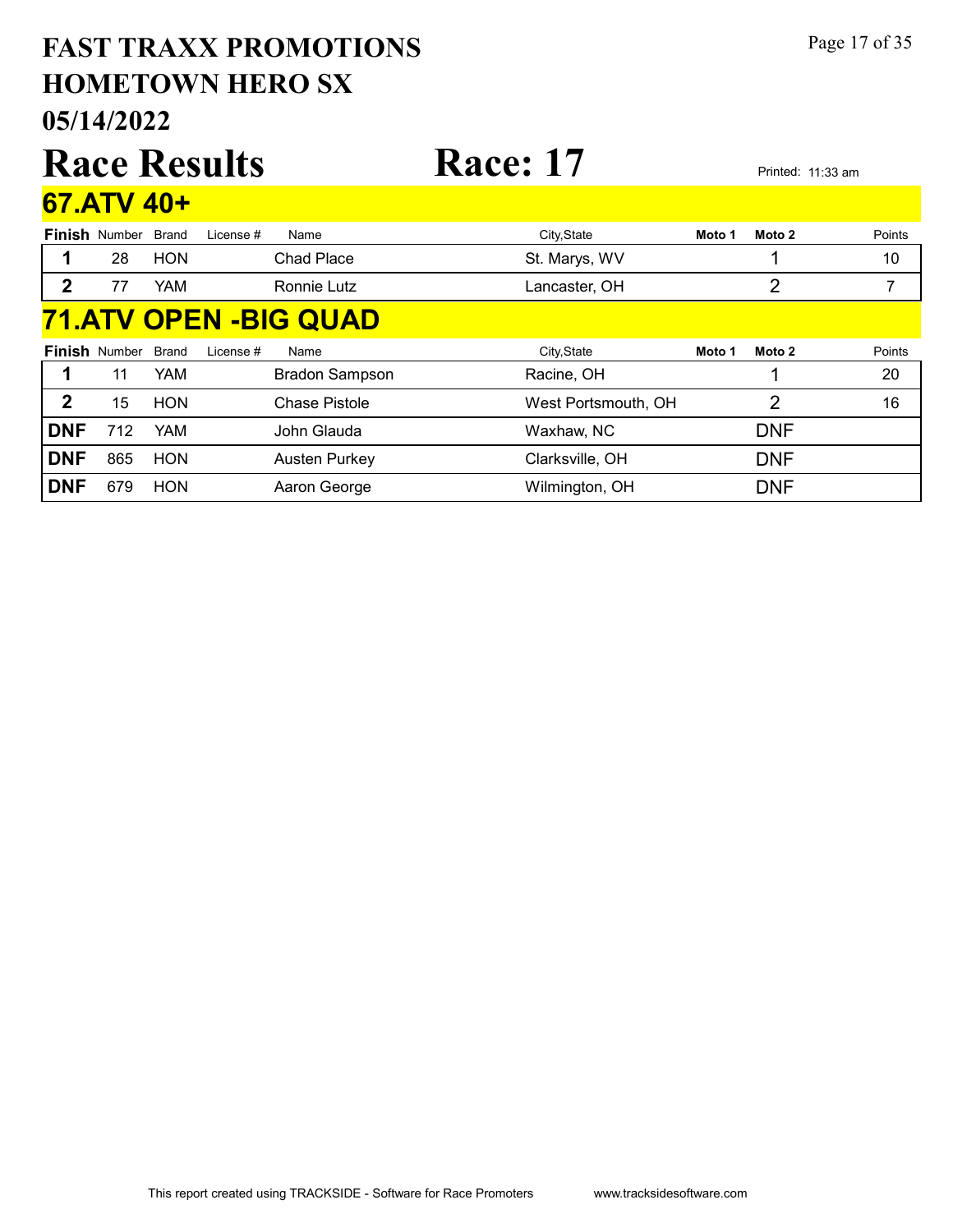# FAST TRAXX PROMOTIONS
# HOMETOWN HERO SX
# 05/14/2022

# Race Results

# Race: 17

Printed: 11:33 am

## 67.ATV 40+

| Finish | Number | Brand | License # | Name | City,State | Moto 1 | Moto 2 | Points |
|---|---|---|---|---|---|---|---|---|
| 1 | 28 | HON | | Chad Place | St. Marys, WV | | 1 | 10 |
| 2 | 77 | YAM | | Ronnie Lutz | Lancaster, OH | | 2 | 7 |

## 71.ATV OPEN -BIG QUAD

| Finish | Number | Brand | License # | Name | City,State | Moto 1 | Moto 2 | Points |
|---|---|---|---|---|---|---|---|---|
| 1 | 11 | YAM | | Bradon Sampson | Racine, OH | | 1 | 20 |
| 2 | 15 | HON | | Chase Pistole | West Portsmouth, OH | | 2 | 16 |
| DNF | 712 | YAM | | John Glauda | Waxhaw, NC | | DNF | |
| DNF | 865 | HON | | Austen Purkey | Clarksville, OH | | DNF | |
| DNF | 679 | HON | | Aaron George | Wilmington, OH | | DNF | |

This report created using TRACKSIDE - Software for Race Promoters www.tracksidesoftware.com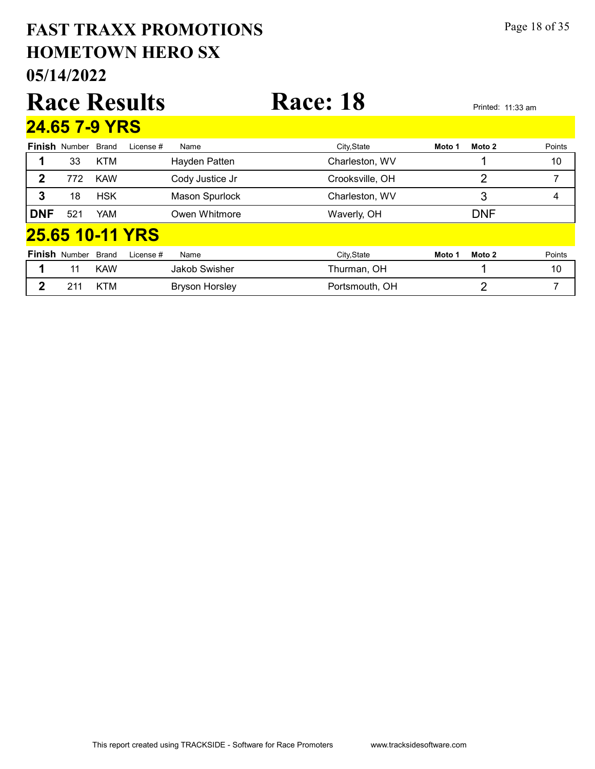# FAST TRAXX PROMOTIONS
# HOMETOWN HERO SX
# 05/14/2022

# Race Results

# Race: 18

Printed: 11:33 am

## 24.65 7-9 YRS

| Finish | Number | Brand | License # | Name | City,State | Moto 1 | Moto 2 | Points |
|---|---|---|---|---|---|---|---|---|
| 1 | 33 | KTM | | Hayden Patten | Charleston, WV | | 1 | 10 |
| 2 | 772 | KAW | | Cody Justice Jr | Crooksville, OH | | 2 | 7 |
| 3 | 18 | HSK | | Mason Spurlock | Charleston, WV | | 3 | 4 |
| DNF | 521 | YAM | | Owen Whitmore | Waverly, OH | | DNF | |

## 25.65 10-11 YRS

| Finish | Number | Brand | License # | Name | City,State | Moto 1 | Moto 2 | Points |
|---|---|---|---|---|---|---|---|---|
| 1 | 11 | KAW | | Jakob Swisher | Thurman, OH | | 1 | 10 |
| 2 | 211 | KTM | | Bryson Horsley | Portsmouth, OH | | 2 | 7 |

This report created using TRACKSIDE - Software for Race Promoters www.tracksidesoftware.com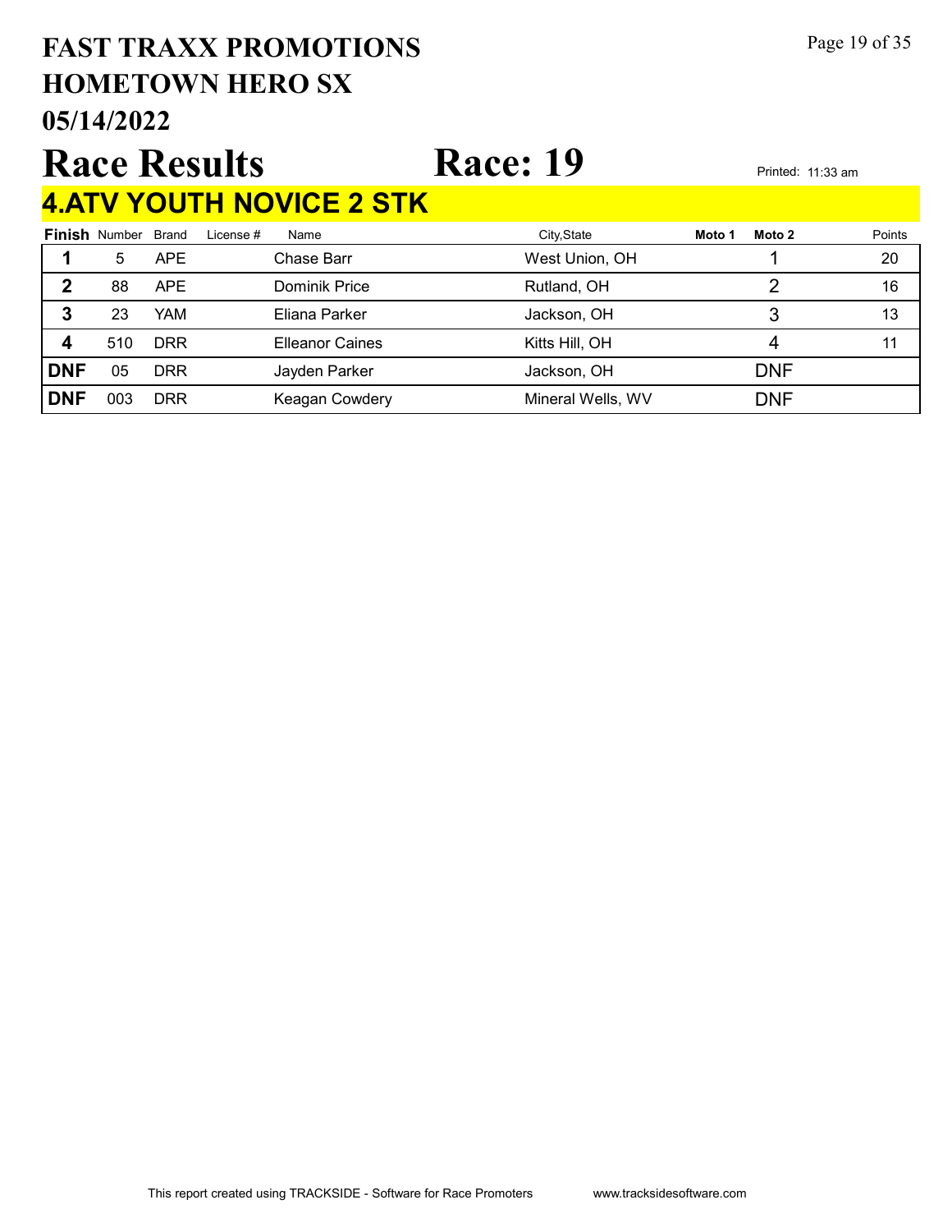# FAST TRAXX PROMOTIONS
# HOMETOWN HERO SX
# 05/14/2022

## Race Results — Race: 19

Printed: 11:33 am

### 4.ATV YOUTH NOVICE 2 STK

| Finish | Number | Brand | License # | Name | City,State | Moto 1 | Moto 2 | Points |
|---|---|---|---|---|---|---|---|---|
| 1 | 5 | APE | | Chase Barr | West Union, OH | | 1 | 20 |
| 2 | 88 | APE | | Dominik Price | Rutland, OH | | 2 | 16 |
| 3 | 23 | YAM | | Eliana Parker | Jackson, OH | | 3 | 13 |
| 4 | 510 | DRR | | Elleanor Caines | Kitts Hill, OH | | 4 | 11 |
| DNF | 05 | DRR | | Jayden Parker | Jackson, OH | | DNF | |
| DNF | 003 | DRR | | Keagan Cowdery | Mineral Wells, WV | | DNF | |

This report created using TRACKSIDE - Software for Race Promoters www.tracksidesoftware.com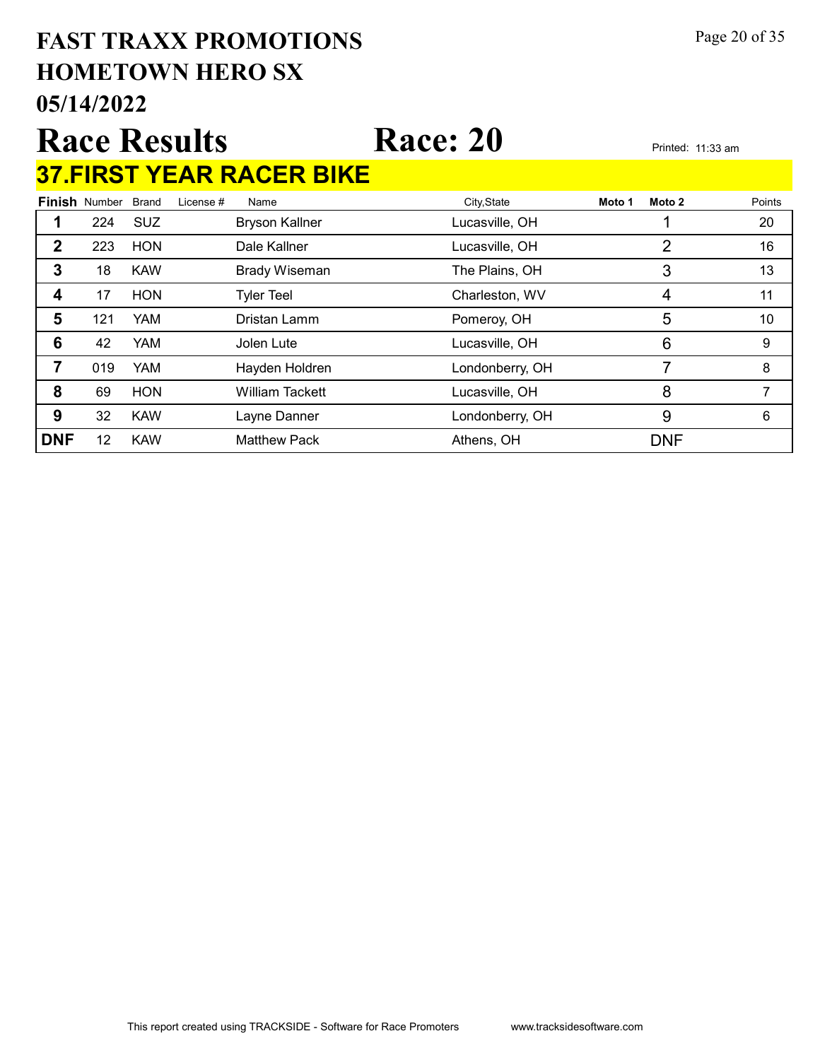# FAST TRAXX PROMOTIONS
# HOMETOWN HERO SX
# 05/14/2022

# Race Results Race: 20

Printed: 11:33 am

## 37.FIRST YEAR RACER BIKE

| Finish | Number | Brand | License # | Name | City,State | Moto 1 | Moto 2 | Points |
|---|---|---|---|---|---|---|---|---|
| 1 | 224 | SUZ | | Bryson Kallner | Lucasville, OH | | 1 | 20 |
| 2 | 223 | HON | | Dale Kallner | Lucasville, OH | | 2 | 16 |
| 3 | 18 | KAW | | Brady Wiseman | The Plains, OH | | 3 | 13 |
| 4 | 17 | HON | | Tyler Teel | Charleston, WV | | 4 | 11 |
| 5 | 121 | YAM | | Dristan Lamm | Pomeroy, OH | | 5 | 10 |
| 6 | 42 | YAM | | Jolen Lute | Lucasville, OH | | 6 | 9 |
| 7 | 019 | YAM | | Hayden Holdren | Londonberry, OH | | 7 | 8 |
| 8 | 69 | HON | | William Tackett | Lucasville, OH | | 8 | 7 |
| 9 | 32 | KAW | | Layne Danner | Londonberry, OH | | 9 | 6 |
| DNF | 12 | KAW | | Matthew Pack | Athens, OH | | DNF | |

This report created using TRACKSIDE - Software for Race Promoters www.tracksidesoftware.com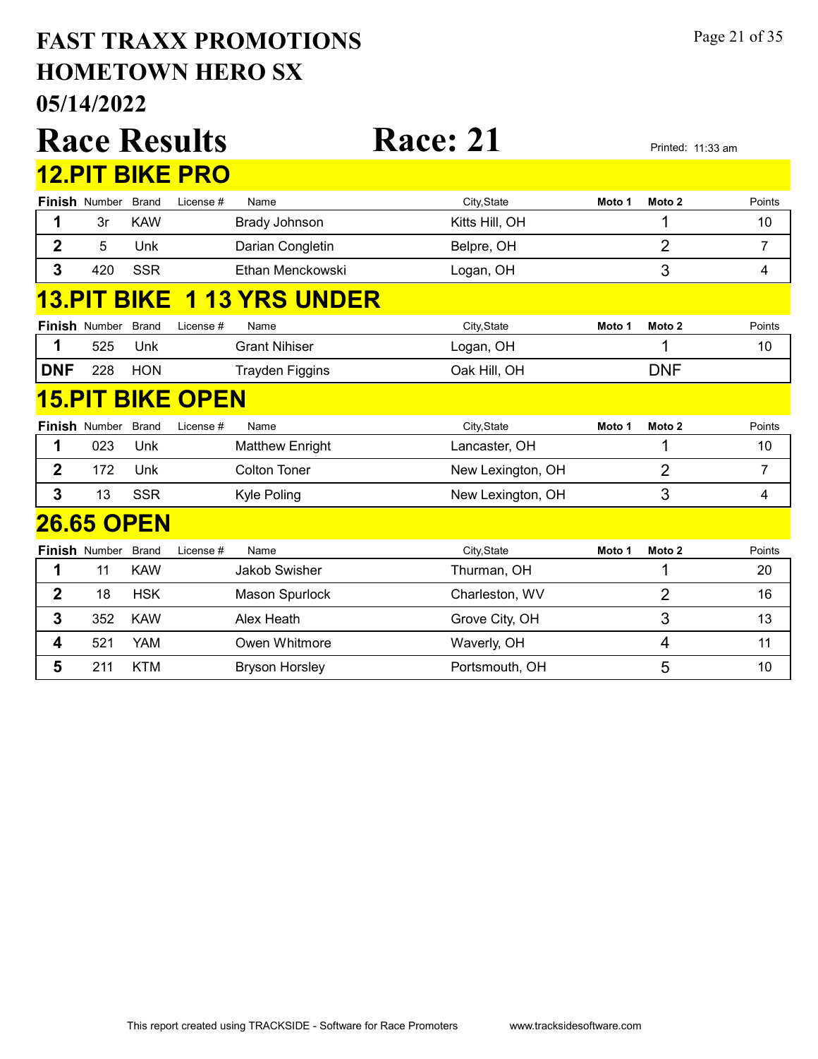# FAST TRAXX PROMOTIONS
# HOMETOWN HERO SX
# 05/14/2022

# Race Results

# Race: 21

Printed: 11:33 am

## 12.PIT BIKE PRO

| Finish | Number | Brand | License # | Name | City,State | Moto 1 | Moto 2 | Points |
|---|---|---|---|---|---|---|---|---|
| 1 | 3r | KAW | | Brady Johnson | Kitts Hill, OH | | 1 | 10 |
| 2 | 5 | Unk | | Darian Congletin | Belpre, OH | | 2 | 7 |
| 3 | 420 | SSR | | Ethan Menckowski | Logan, OH | | 3 | 4 |

## 13.PIT BIKE 1 13 YRS UNDER

| Finish | Number | Brand | License # | Name | City,State | Moto 1 | Moto 2 | Points |
|---|---|---|---|---|---|---|---|---|
| 1 | 525 | Unk | | Grant Nihiser | Logan, OH | | 1 | 10 |
| DNF | 228 | HON | | Trayden Figgins | Oak Hill, OH | | DNF | |

## 15.PIT BIKE OPEN

| Finish | Number | Brand | License # | Name | City,State | Moto 1 | Moto 2 | Points |
|---|---|---|---|---|---|---|---|---|
| 1 | 023 | Unk | | Matthew Enright | Lancaster, OH | | 1 | 10 |
| 2 | 172 | Unk | | Colton Toner | New Lexington, OH | | 2 | 7 |
| 3 | 13 | SSR | | Kyle Poling | New Lexington, OH | | 3 | 4 |

## 26.65 OPEN

| Finish | Number | Brand | License # | Name | City,State | Moto 1 | Moto 2 | Points |
|---|---|---|---|---|---|---|---|---|
| 1 | 11 | KAW | | Jakob Swisher | Thurman, OH | | 1 | 20 |
| 2 | 18 | HSK | | Mason Spurlock | Charleston, WV | | 2 | 16 |
| 3 | 352 | KAW | | Alex Heath | Grove City, OH | | 3 | 13 |
| 4 | 521 | YAM | | Owen Whitmore | Waverly, OH | | 4 | 11 |
| 5 | 211 | KTM | | Bryson Horsley | Portsmouth, OH | | 5 | 10 |

This report created using TRACKSIDE - Software for Race Promoters www.tracksidesoftware.com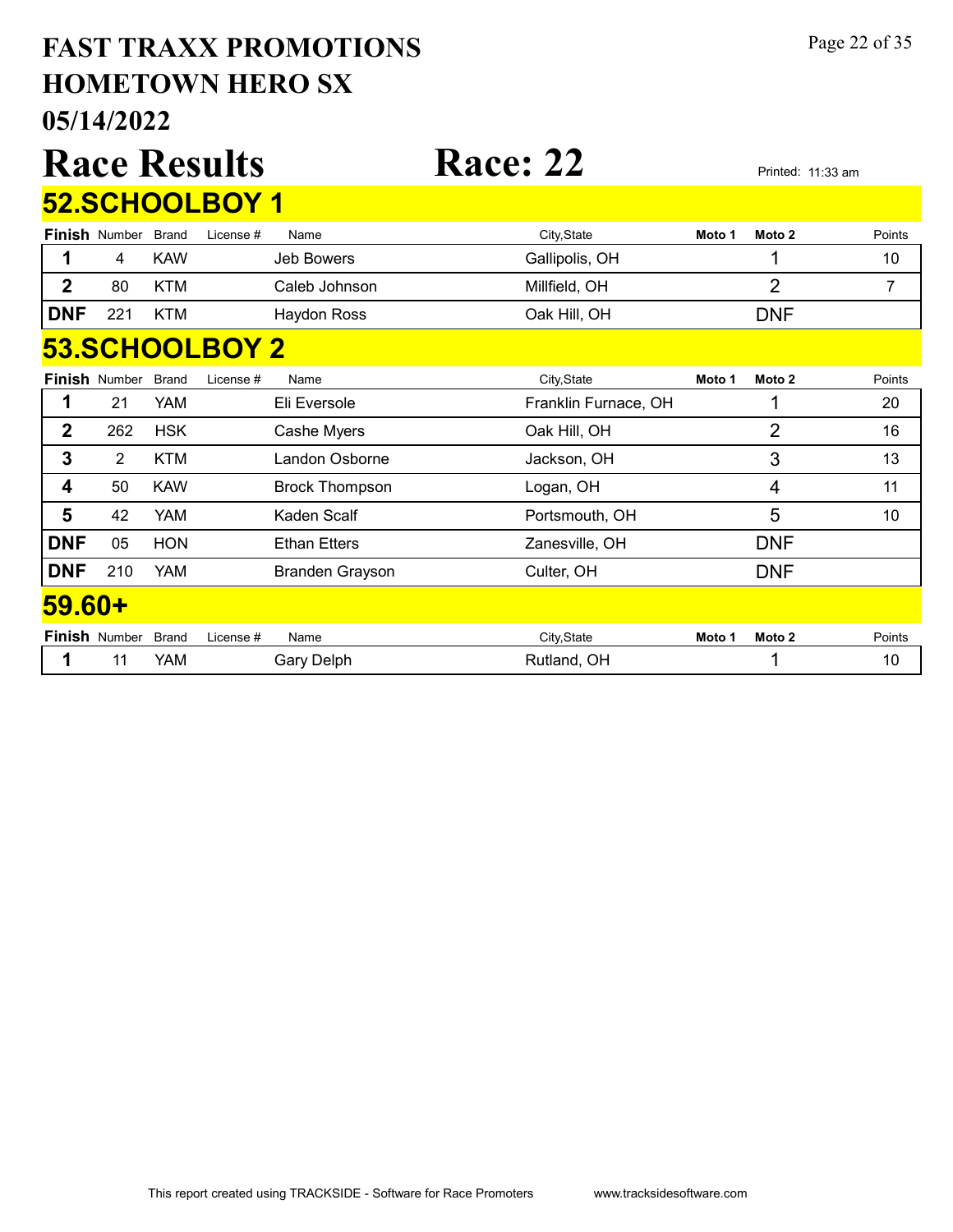# FAST TRAXX PROMOTIONS
# HOMETOWN HERO SX
# 05/14/2022

# Race Results Race: 22

Printed: 11:33 am

## 52.SCHOOLBOY 1

| Finish | Number | Brand | License # | Name | City,State | Moto 1 | Moto 2 | Points |
|---|---|---|---|---|---|---|---|---|
| 1 | 4 | KAW | | Jeb Bowers | Gallipolis, OH | | 1 | 10 |
| 2 | 80 | KTM | | Caleb Johnson | Millfield, OH | | 2 | 7 |
| DNF | 221 | KTM | | Haydon Ross | Oak Hill, OH | | DNF | |

## 53.SCHOOLBOY 2

| Finish | Number | Brand | License # | Name | City,State | Moto 1 | Moto 2 | Points |
|---|---|---|---|---|---|---|---|---|
| 1 | 21 | YAM | | Eli Eversole | Franklin Furnace, OH | | 1 | 20 |
| 2 | 262 | HSK | | Cashe Myers | Oak Hill, OH | | 2 | 16 |
| 3 | 2 | KTM | | Landon Osborne | Jackson, OH | | 3 | 13 |
| 4 | 50 | KAW | | Brock Thompson | Logan, OH | | 4 | 11 |
| 5 | 42 | YAM | | Kaden Scalf | Portsmouth, OH | | 5 | 10 |
| DNF | 05 | HON | | Ethan Etters | Zanesville, OH | | DNF | |
| DNF | 210 | YAM | | Branden Grayson | Culter, OH | | DNF | |

## 59.60+

| Finish | Number | Brand | License # | Name | City,State | Moto 1 | Moto 2 | Points |
|---|---|---|---|---|---|---|---|---|
| 1 | 11 | YAM | | Gary Delph | Rutland, OH | | 1 | 10 |

This report created using TRACKSIDE - Software for Race Promoters www.tracksidesoftware.com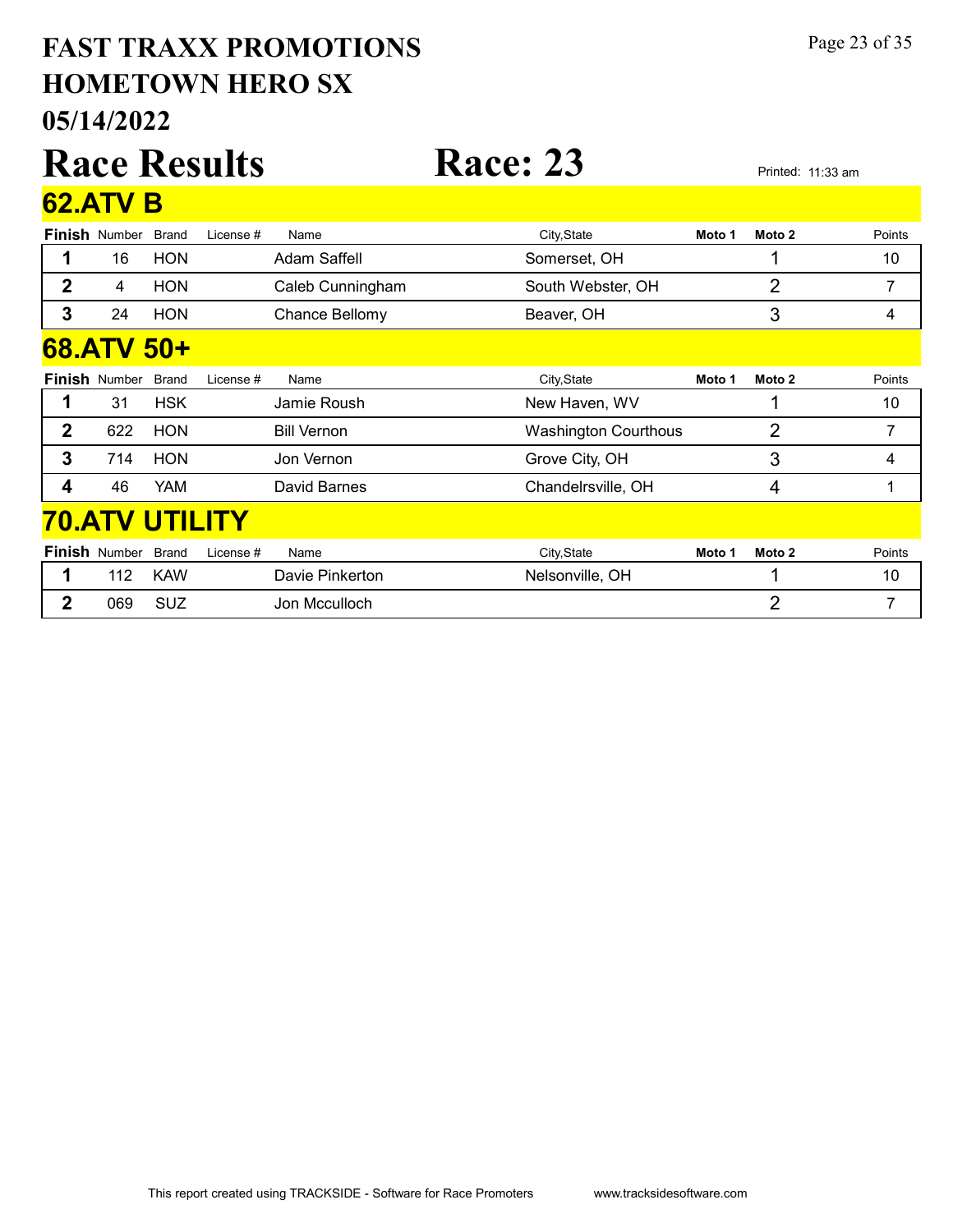# FAST TRAXX PROMOTIONS
## HOMETOWN HERO SX
## 05/14/2022

# Race Results — Race: 23

Printed: 11:33 am

## 62.ATV B

| Finish | Number | Brand | License # | Name | City,State | Moto 1 | Moto 2 | Points |
|---|---|---|---|---|---|---|---|---|
| 1 | 16 | HON | | Adam Saffell | Somerset, OH | | 1 | 10 |
| 2 | 4 | HON | | Caleb Cunningham | South Webster, OH | | 2 | 7 |
| 3 | 24 | HON | | Chance Bellomy | Beaver, OH | | 3 | 4 |

## 68.ATV 50+

| Finish | Number | Brand | License # | Name | City,State | Moto 1 | Moto 2 | Points |
|---|---|---|---|---|---|---|---|---|
| 1 | 31 | HSK | | Jamie Roush | New Haven, WV | | 1 | 10 |
| 2 | 622 | HON | | Bill Vernon | Washington Courthous | | 2 | 7 |
| 3 | 714 | HON | | Jon Vernon | Grove City, OH | | 3 | 4 |
| 4 | 46 | YAM | | David Barnes | Chandelrsville, OH | | 4 | 1 |

## 70.ATV UTILITY

| Finish | Number | Brand | License # | Name | City,State | Moto 1 | Moto 2 | Points |
|---|---|---|---|---|---|---|---|---|
| 1 | 112 | KAW | | Davie Pinkerton | Nelsonville, OH | | 1 | 10 |
| 2 | 069 | SUZ | | Jon Mcculloch | | | 2 | 7 |

This report created using TRACKSIDE - Software for Race Promoters www.tracksidesoftware.com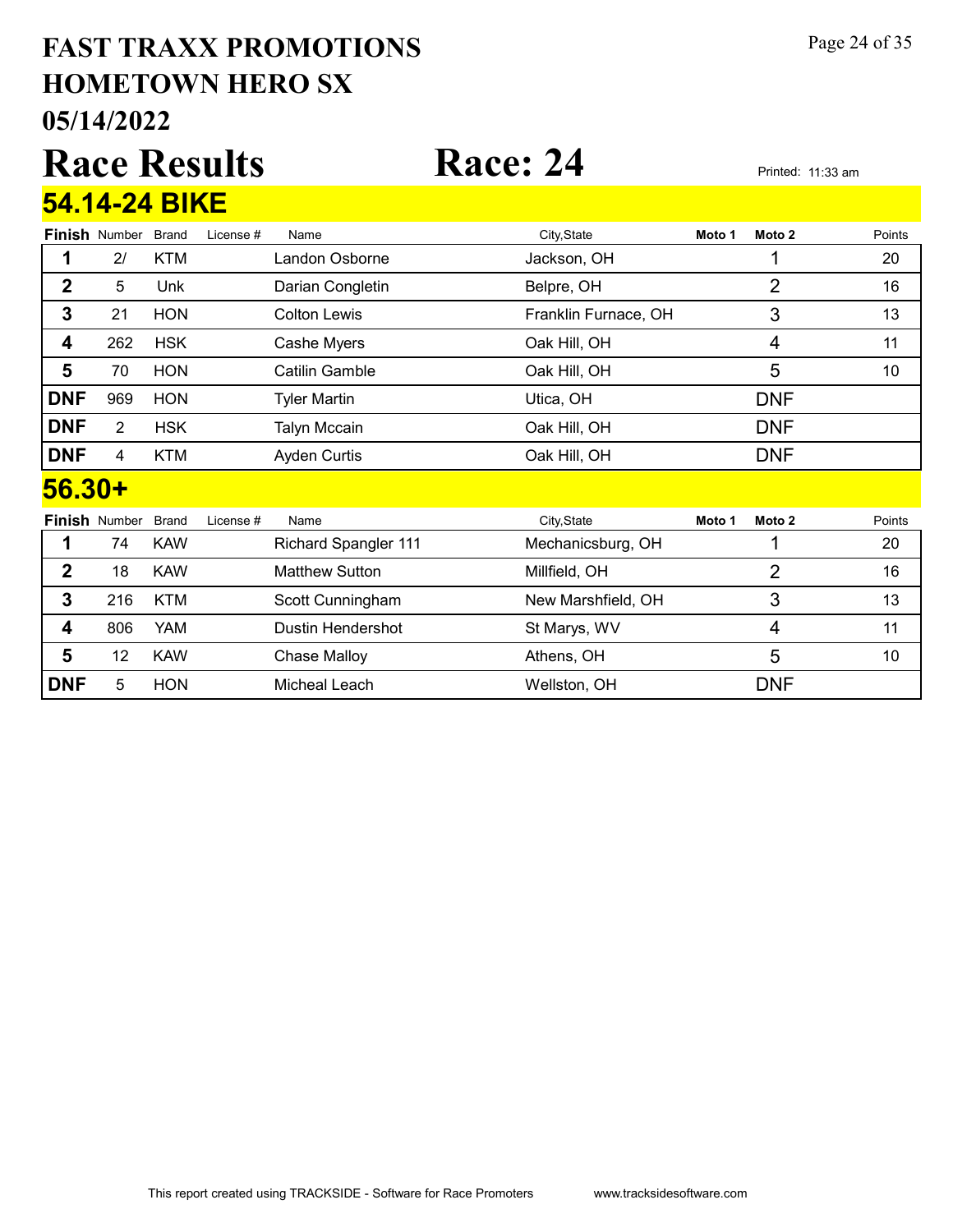# FAST TRAXX PROMOTIONS
# HOMETOWN HERO SX
# 05/14/2022

# Race Results Race: 24

Printed: 11:33 am

## 54.14-24 BIKE

| Finish | Number | Brand | License # | Name | City,State | Moto 1 | Moto 2 | Points |
|---|---|---|---|---|---|---|---|---|
| 1 | 2/ | KTM | | Landon Osborne | Jackson, OH | | 1 | 20 |
| 2 | 5 | Unk | | Darian Congletin | Belpre, OH | | 2 | 16 |
| 3 | 21 | HON | | Colton Lewis | Franklin Furnace, OH | | 3 | 13 |
| 4 | 262 | HSK | | Cashe Myers | Oak Hill, OH | | 4 | 11 |
| 5 | 70 | HON | | Catilin Gamble | Oak Hill, OH | | 5 | 10 |
| DNF | 969 | HON | | Tyler Martin | Utica, OH | | DNF | |
| DNF | 2 | HSK | | Talyn Mccain | Oak Hill, OH | | DNF | |
| DNF | 4 | KTM | | Ayden Curtis | Oak Hill, OH | | DNF | |

## 56.30+

| Finish | Number | Brand | License # | Name | City,State | Moto 1 | Moto 2 | Points |
|---|---|---|---|---|---|---|---|---|
| 1 | 74 | KAW | | Richard Spangler 111 | Mechanicsburg, OH | | 1 | 20 |
| 2 | 18 | KAW | | Matthew Sutton | Millfield, OH | | 2 | 16 |
| 3 | 216 | KTM | | Scott Cunningham | New Marshfield, OH | | 3 | 13 |
| 4 | 806 | YAM | | Dustin Hendershot | St Marys, WV | | 4 | 11 |
| 5 | 12 | KAW | | Chase Malloy | Athens, OH | | 5 | 10 |
| DNF | 5 | HON | | Micheal Leach | Wellston, OH | | DNF | |

This report created using TRACKSIDE - Software for Race Promoters www.tracksidesoftware.com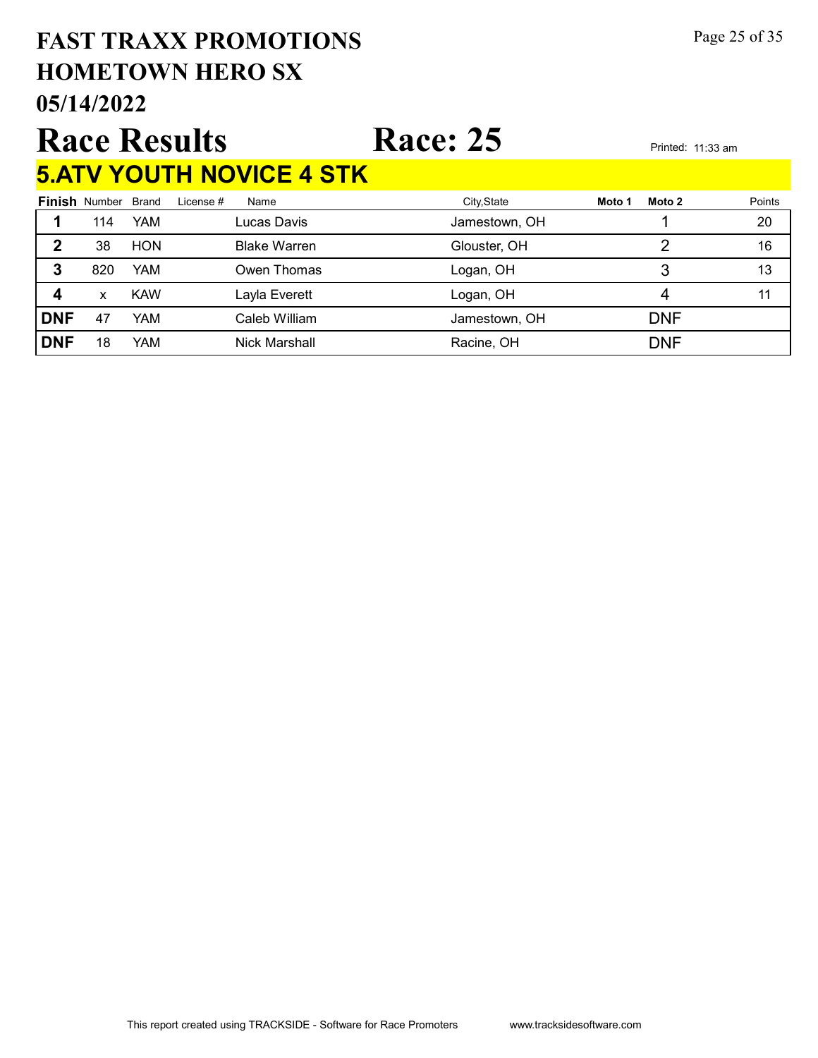# FAST TRAXX PROMOTIONS
# HOMETOWN HERO SX
# 05/14/2022

## Race Results Race: 25

Printed: 11:33 am

### 5.ATV YOUTH NOVICE 4 STK

| Finish | Number | Brand | License # | Name | City,State | Moto 1 | Moto 2 | Points |
|---|---|---|---|---|---|---|---|---|
| 1 | 114 | YAM | | Lucas Davis | Jamestown, OH | | 1 | 20 |
| 2 | 38 | HON | | Blake Warren | Glouster, OH | | 2 | 16 |
| 3 | 820 | YAM | | Owen Thomas | Logan, OH | | 3 | 13 |
| 4 | x | KAW | | Layla Everett | Logan, OH | | 4 | 11 |
| DNF | 47 | YAM | | Caleb William | Jamestown, OH | | DNF | |
| DNF | 18 | YAM | | Nick Marshall | Racine, OH | | DNF | |

This report created using TRACKSIDE - Software for Race Promoters www.tracksidesoftware.com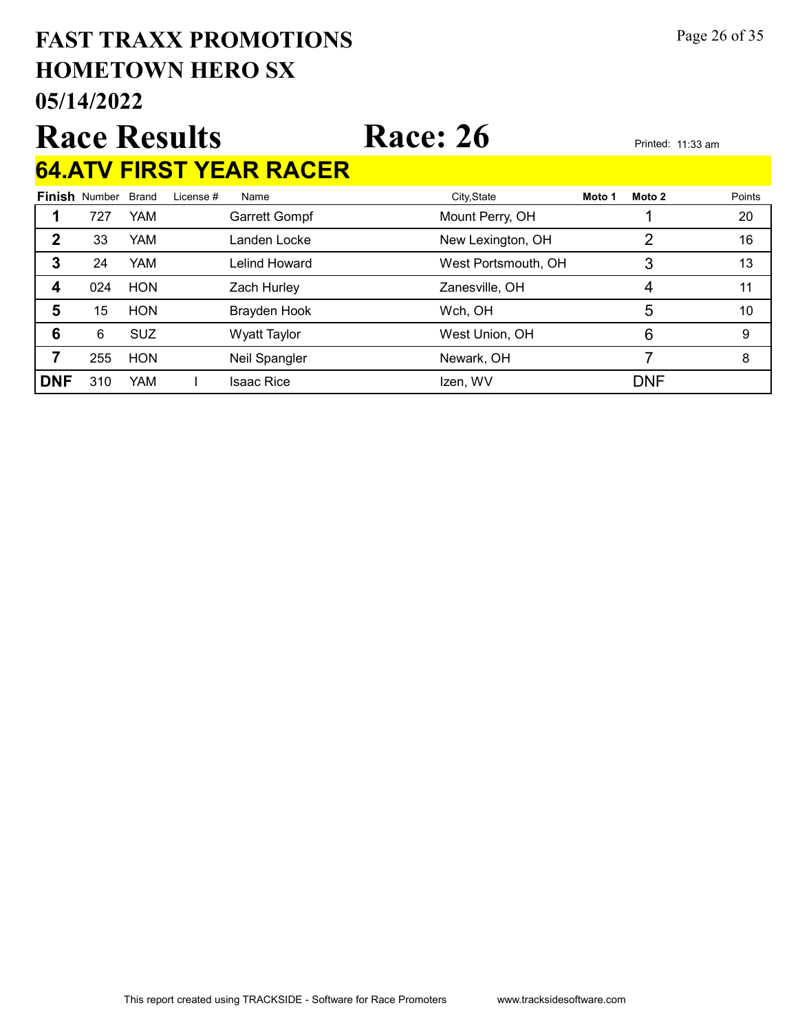# FAST TRAXX PROMOTIONS
# HOMETOWN HERO SX
# 05/14/2022

# Race Results

# Race: 26

Printed: 11:33 am

## 64.ATV FIRST YEAR RACER

| Finish | Number | Brand | License # | Name | City,State | Moto 1 | Moto 2 | Points |
|---|---|---|---|---|---|---|---|---|
| 1 | 727 | YAM | | Garrett Gompf | Mount Perry, OH | | 1 | 20 |
| 2 | 33 | YAM | | Landen Locke | New Lexington, OH | | 2 | 16 |
| 3 | 24 | YAM | | Lelind Howard | West Portsmouth, OH | | 3 | 13 |
| 4 | 024 | HON | | Zach Hurley | Zanesville, OH | | 4 | 11 |
| 5 | 15 | HON | | Brayden Hook | Wch, OH | | 5 | 10 |
| 6 | 6 | SUZ | | Wyatt Taylor | West Union, OH | | 6 | 9 |
| 7 | 255 | HON | | Neil Spangler | Newark, OH | | 7 | 8 |
| DNF | 310 | YAM | I | Isaac Rice | Izen, WV | | DNF | |

This report created using TRACKSIDE - Software for Race Promoters www.tracksidesoftware.com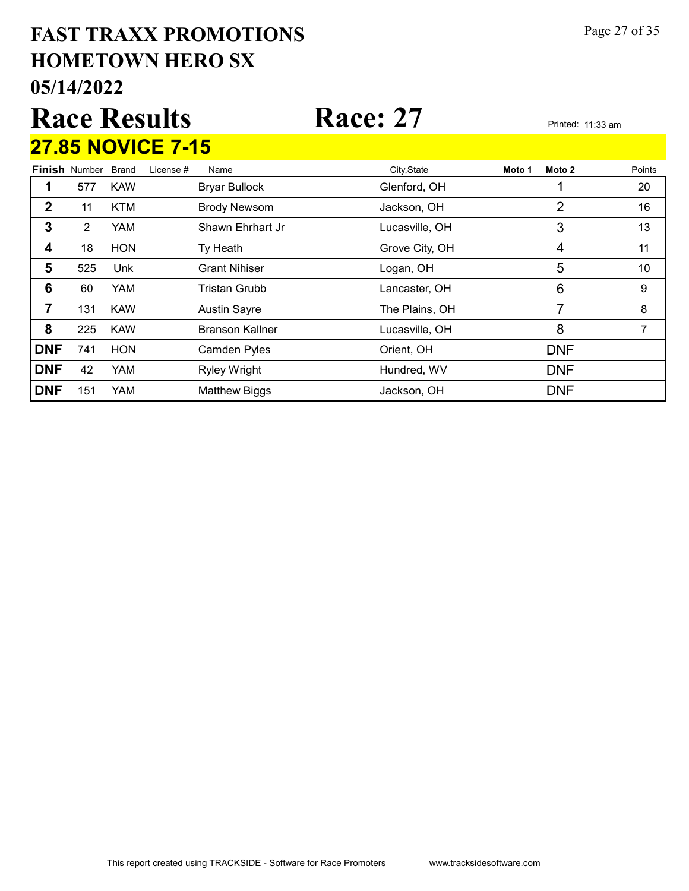# FAST TRAXX PROMOTIONS
# HOMETOWN HERO SX
# 05/14/2022

# Race Results

# Race: 27

Printed: 11:33 am

## 27.85 NOVICE 7-15

| Finish | Number | Brand | License # | Name | City,State | Moto 1 | Moto 2 | Points |
|---|---|---|---|---|---|---|---|---|
| 1 | 577 | KAW | | Bryar Bullock | Glenford, OH | | 1 | 20 |
| 2 | 11 | KTM | | Brody Newsom | Jackson, OH | | 2 | 16 |
| 3 | 2 | YAM | | Shawn Ehrhart Jr | Lucasville, OH | | 3 | 13 |
| 4 | 18 | HON | | Ty Heath | Grove City, OH | | 4 | 11 |
| 5 | 525 | Unk | | Grant Nihiser | Logan, OH | | 5 | 10 |
| 6 | 60 | YAM | | Tristan Grubb | Lancaster, OH | | 6 | 9 |
| 7 | 131 | KAW | | Austin Sayre | The Plains, OH | | 7 | 8 |
| 8 | 225 | KAW | | Branson Kallner | Lucasville, OH | | 8 | 7 |
| DNF | 741 | HON | | Camden Pyles | Orient, OH | | DNF | |
| DNF | 42 | YAM | | Ryley Wright | Hundred, WV | | DNF | |
| DNF | 151 | YAM | | Matthew Biggs | Jackson, OH | | DNF | |

This report created using TRACKSIDE - Software for Race Promoters www.tracksidesoftware.com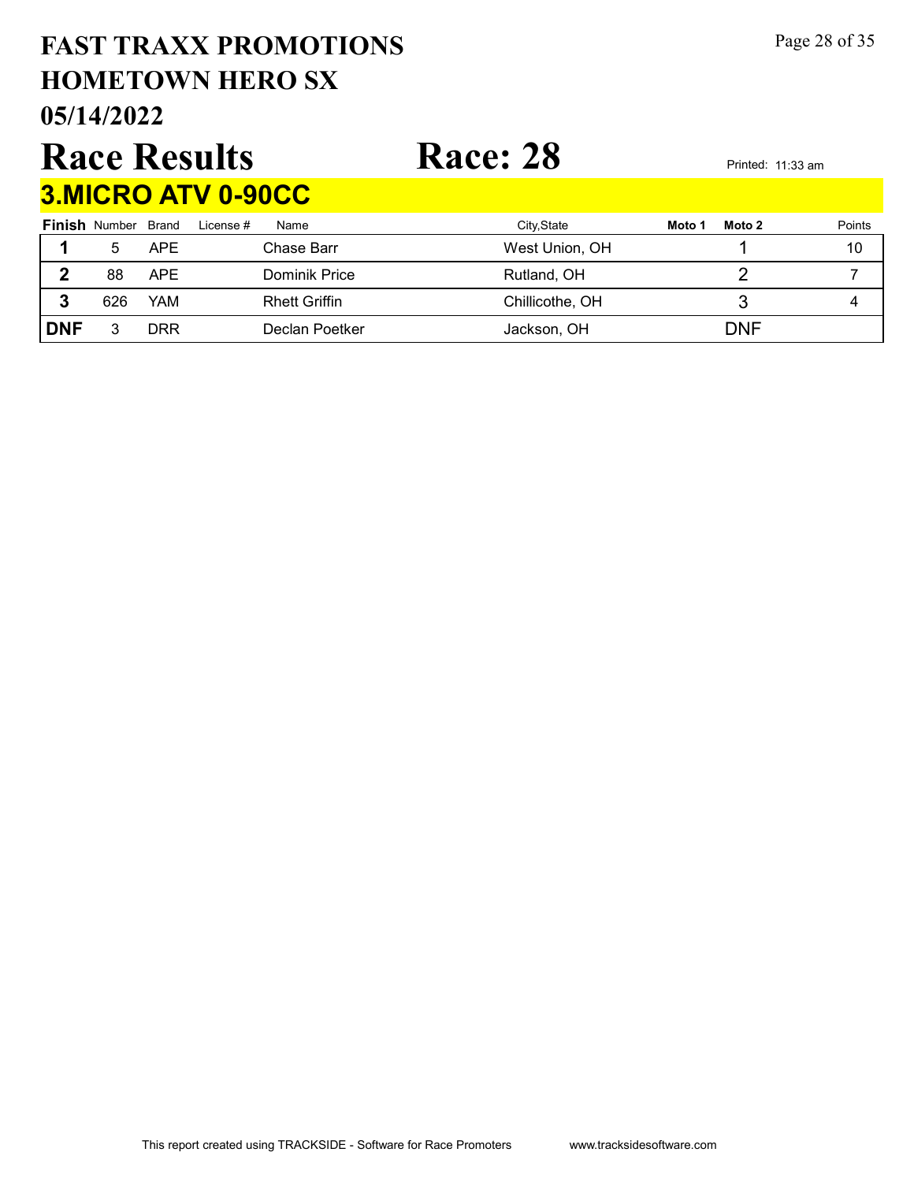# FAST TRAXX PROMOTIONS
# HOMETOWN HERO SX
# 05/14/2022

# Race Results

# Race: 28

Printed: 11:33 am

## 3.MICRO ATV 0-90CC

| Finish | Number | Brand | License # | Name | City,State | Moto 1 | Moto 2 | Points |
|---|---|---|---|---|---|---|---|---|
| 1 | 5 | APE | | Chase Barr | West Union, OH | | 1 | 10 |
| 2 | 88 | APE | | Dominik Price | Rutland, OH | | 2 | 7 |
| 3 | 626 | YAM | | Rhett Griffin | Chillicothe, OH | | 3 | 4 |
| DNF | 3 | DRR | | Declan Poetker | Jackson, OH | | DNF | |

This report created using TRACKSIDE - Software for Race Promoters www.tracksidesoftware.com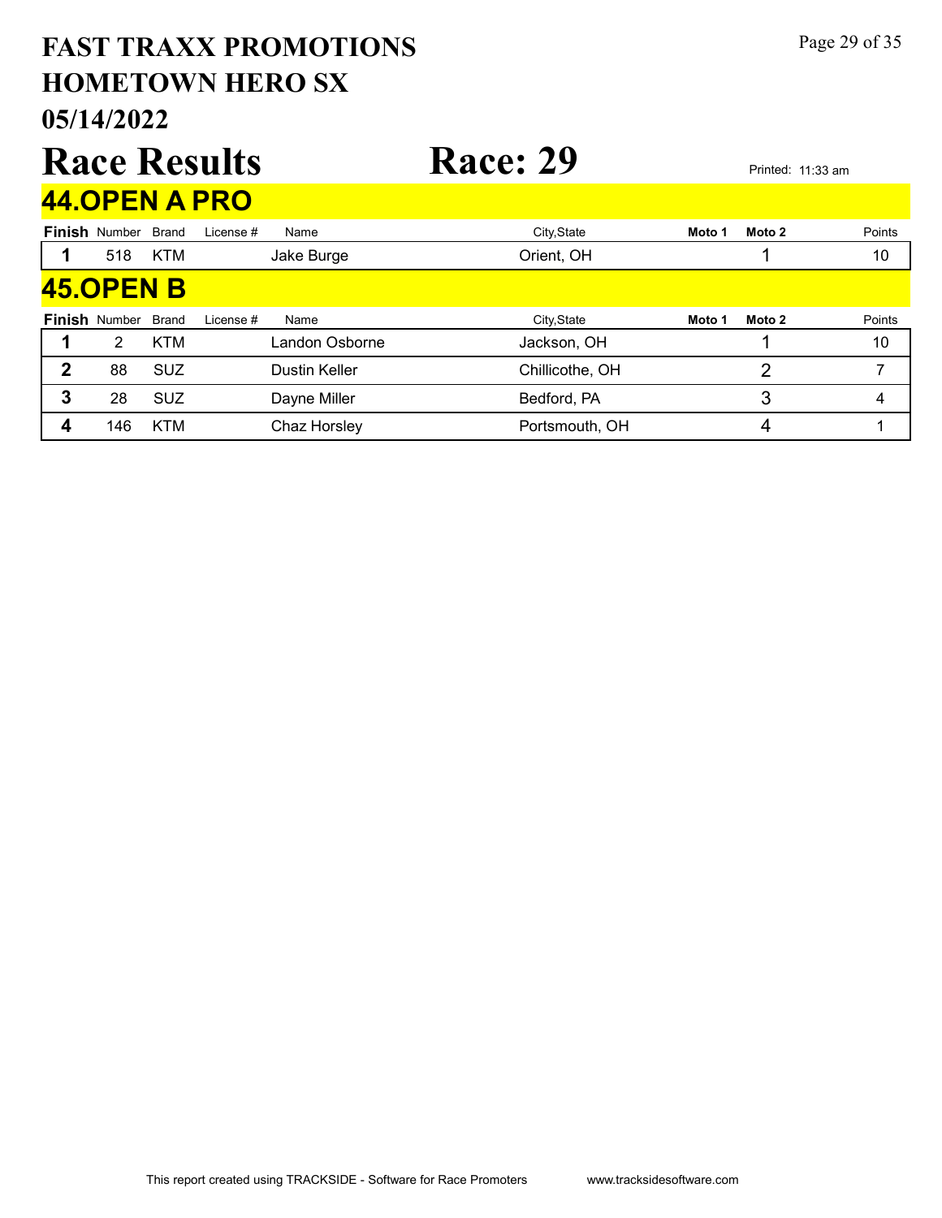# FAST TRAXX PROMOTIONS
## HOMETOWN HERO SX
## 05/14/2022

# Race Results    Race: 29

Printed: 11:33 am

## 44.OPEN A PRO

| Finish | Number | Brand | License # | Name | City,State | Moto 1 | Moto 2 | Points |
|---|---|---|---|---|---|---|---|---|
| 1 | 518 | KTM | | Jake Burge | Orient, OH | | 1 | 10 |

## 45.OPEN B

| Finish | Number | Brand | License # | Name | City,State | Moto 1 | Moto 2 | Points |
|---|---|---|---|---|---|---|---|---|
| 1 | 2 | KTM | | Landon Osborne | Jackson, OH | | 1 | 10 |
| 2 | 88 | SUZ | | Dustin Keller | Chillicothe, OH | | 2 | 7 |
| 3 | 28 | SUZ | | Dayne Miller | Bedford, PA | | 3 | 4 |
| 4 | 146 | KTM | | Chaz Horsley | Portsmouth, OH | | 4 | 1 |

This report created using TRACKSIDE - Software for Race Promoters www.tracksidesoftware.com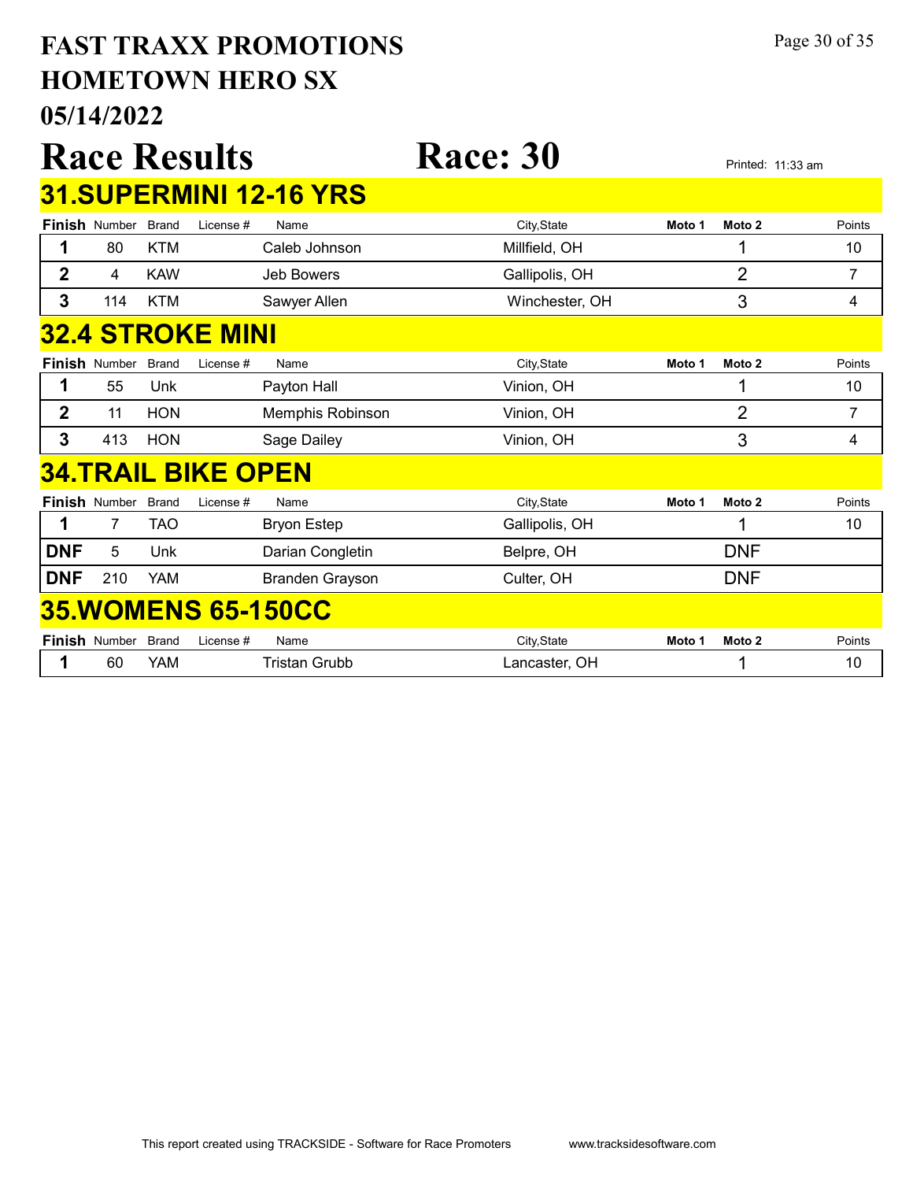# FAST TRAXX PROMOTIONS
# HOMETOWN HERO SX
# 05/14/2022

## Race Results — Race: 30

Printed: 11:33 am

### 31.SUPERMINI 12-16 YRS

| Finish | Number | Brand | License # | Name | City,State | Moto 1 | Moto 2 | Points |
|---|---|---|---|---|---|---|---|---|
| 1 | 80 | KTM | | Caleb Johnson | Millfield, OH | | 1 | 10 |
| 2 | 4 | KAW | | Jeb Bowers | Gallipolis, OH | | 2 | 7 |
| 3 | 114 | KTM | | Sawyer Allen | Winchester, OH | | 3 | 4 |

### 32.4 STROKE MINI

| Finish | Number | Brand | License # | Name | City,State | Moto 1 | Moto 2 | Points |
|---|---|---|---|---|---|---|---|---|
| 1 | 55 | Unk | | Payton Hall | Vinion, OH | | 1 | 10 |
| 2 | 11 | HON | | Memphis Robinson | Vinion, OH | | 2 | 7 |
| 3 | 413 | HON | | Sage Dailey | Vinion, OH | | 3 | 4 |

### 34.TRAIL BIKE OPEN

| Finish | Number | Brand | License # | Name | City,State | Moto 1 | Moto 2 | Points |
|---|---|---|---|---|---|---|---|---|
| 1 | 7 | TAO | | Bryon Estep | Gallipolis, OH | | 1 | 10 |
| DNF | 5 | Unk | | Darian Congletin | Belpre, OH | | DNF | |
| DNF | 210 | YAM | | Branden Grayson | Culter, OH | | DNF | |

### 35.WOMENS 65-150CC

| Finish | Number | Brand | License # | Name | City,State | Moto 1 | Moto 2 | Points |
|---|---|---|---|---|---|---|---|---|
| 1 | 60 | YAM | | Tristan Grubb | Lancaster, OH | | 1 | 10 |

This report created using TRACKSIDE - Software for Race Promoters www.tracksidesoftware.com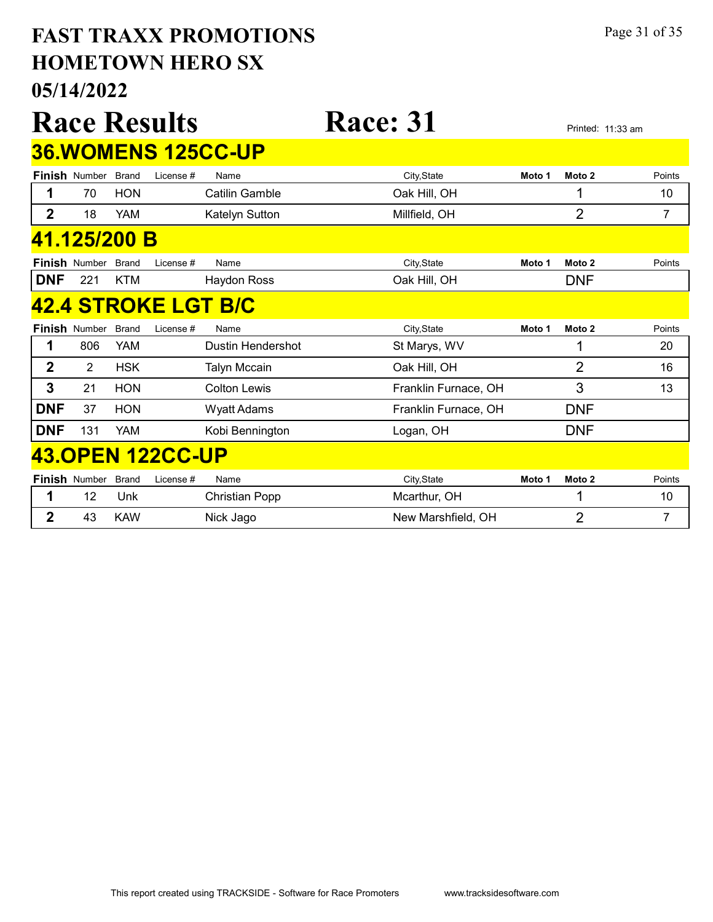# FAST TRAXX PROMOTIONS
# HOMETOWN HERO SX
# 05/14/2022

# Race Results

# Race: 31

Printed: 11:33 am

## 36.WOMENS 125CC-UP

| Finish | Number | Brand | License # | Name | City,State | Moto 1 | Moto 2 | Points |
|---|---|---|---|---|---|---|---|---|
| 1 | 70 | HON | | Catilin Gamble | Oak Hill, OH | | 1 | 10 |
| 2 | 18 | YAM | | Katelyn Sutton | Millfield, OH | | 2 | 7 |

## 41.125/200 B

| Finish | Number | Brand | License # | Name | City,State | Moto 1 | Moto 2 | Points |
|---|---|---|---|---|---|---|---|---|
| DNF | 221 | KTM | | Haydon Ross | Oak Hill, OH | | DNF | |

## 42.4 STROKE LGT B/C

| Finish | Number | Brand | License # | Name | City,State | Moto 1 | Moto 2 | Points |
|---|---|---|---|---|---|---|---|---|
| 1 | 806 | YAM | | Dustin Hendershot | St Marys, WV | | 1 | 20 |
| 2 | 2 | HSK | | Talyn Mccain | Oak Hill, OH | | 2 | 16 |
| 3 | 21 | HON | | Colton Lewis | Franklin Furnace, OH | | 3 | 13 |
| DNF | 37 | HON | | Wyatt Adams | Franklin Furnace, OH | | DNF | |
| DNF | 131 | YAM | | Kobi Bennington | Logan, OH | | DNF | |

## 43.OPEN 122CC-UP

| Finish | Number | Brand | License # | Name | City,State | Moto 1 | Moto 2 | Points |
|---|---|---|---|---|---|---|---|---|
| 1 | 12 | Unk | | Christian Popp | Mcarthur, OH | | 1 | 10 |
| 2 | 43 | KAW | | Nick Jago | New Marshfield, OH | | 2 | 7 |

This report created using TRACKSIDE - Software for Race Promoters www.tracksidesoftware.com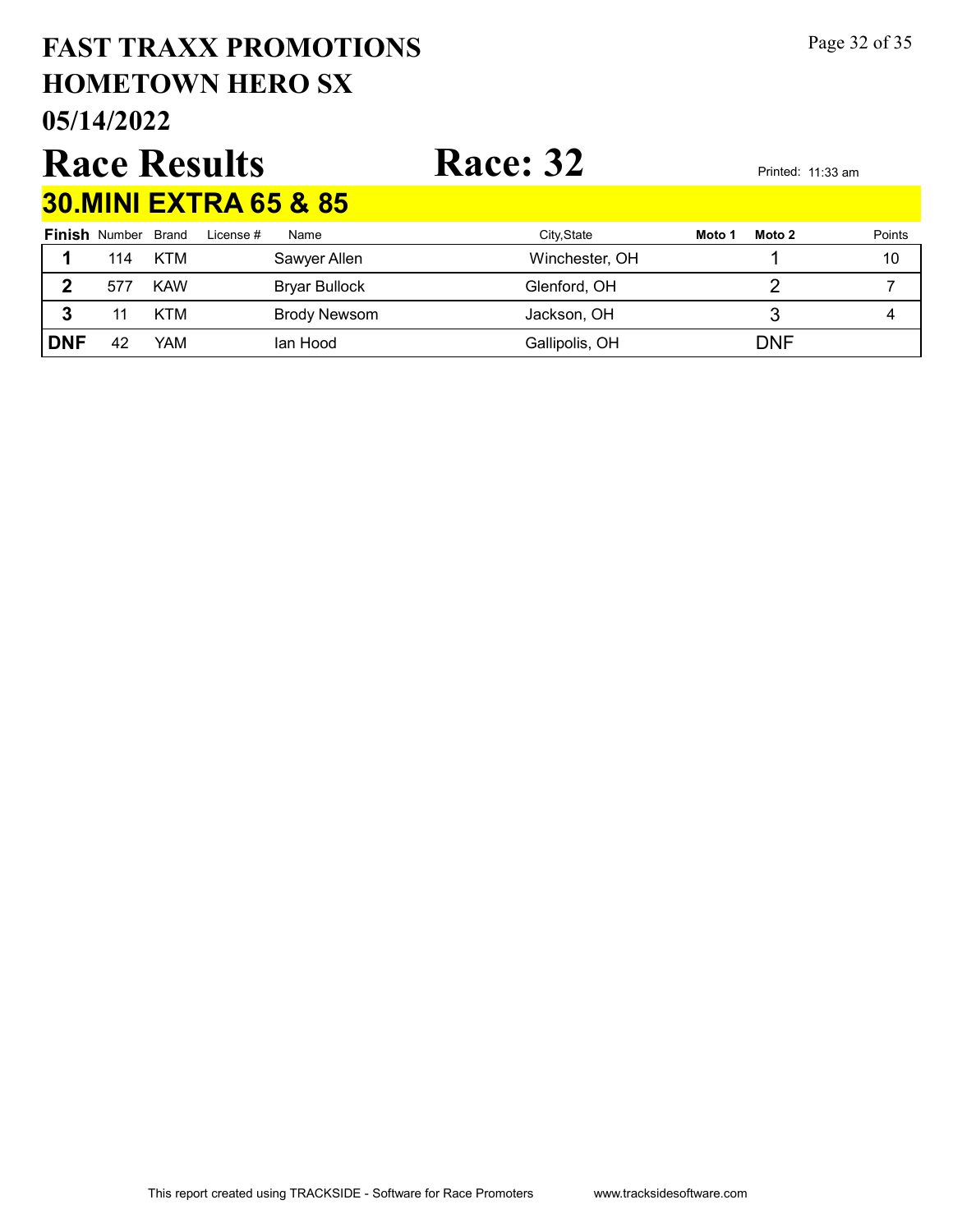# FAST TRAXX PROMOTIONS
# HOMETOWN HERO SX
# 05/14/2022

# Race Results

# Race: 32

Printed: 11:33 am

## 30.MINI EXTRA 65 & 85

| Finish | Number | Brand | License # | Name | City,State | Moto 1 | Moto 2 | Points |
|---|---|---|---|---|---|---|---|---|
| 1 | 114 | KTM | | Sawyer Allen | Winchester, OH | | 1 | 10 |
| 2 | 577 | KAW | | Bryar Bullock | Glenford, OH | | 2 | 7 |
| 3 | 11 | KTM | | Brody Newsom | Jackson, OH | | 3 | 4 |
| DNF | 42 | YAM | | Ian Hood | Gallipolis, OH | | DNF | |

This report created using TRACKSIDE - Software for Race Promoters www.tracksidesoftware.com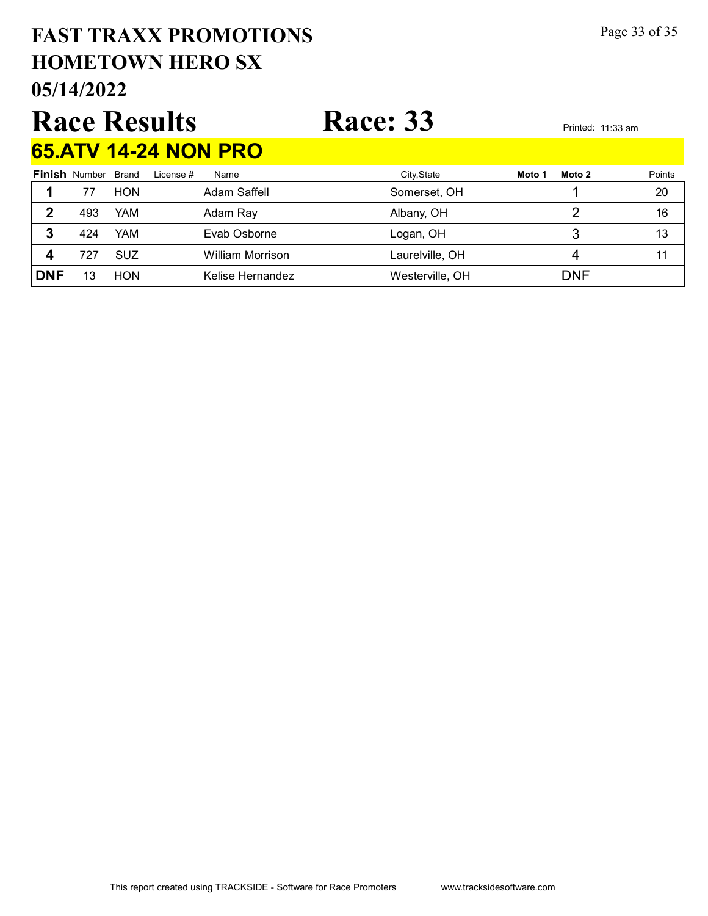# FAST TRAXX PROMOTIONS
# HOMETOWN HERO SX
# 05/14/2022

# Race Results

# Race: 33

Printed: 11:33 am

## 65.ATV 14-24 NON PRO

| Finish | Number | Brand | License # | Name | City,State | Moto 1 | Moto 2 | Points |
|---|---|---|---|---|---|---|---|---|
| 1 | 77 | HON | | Adam Saffell | Somerset, OH | | 1 | 20 |
| 2 | 493 | YAM | | Adam Ray | Albany, OH | | 2 | 16 |
| 3 | 424 | YAM | | Evab Osborne | Logan, OH | | 3 | 13 |
| 4 | 727 | SUZ | | William Morrison | Laurelville, OH | | 4 | 11 |
| DNF | 13 | HON | | Kelise Hernandez | Westerville, OH | | DNF | |

This report created using TRACKSIDE - Software for Race Promoters www.tracksidesoftware.com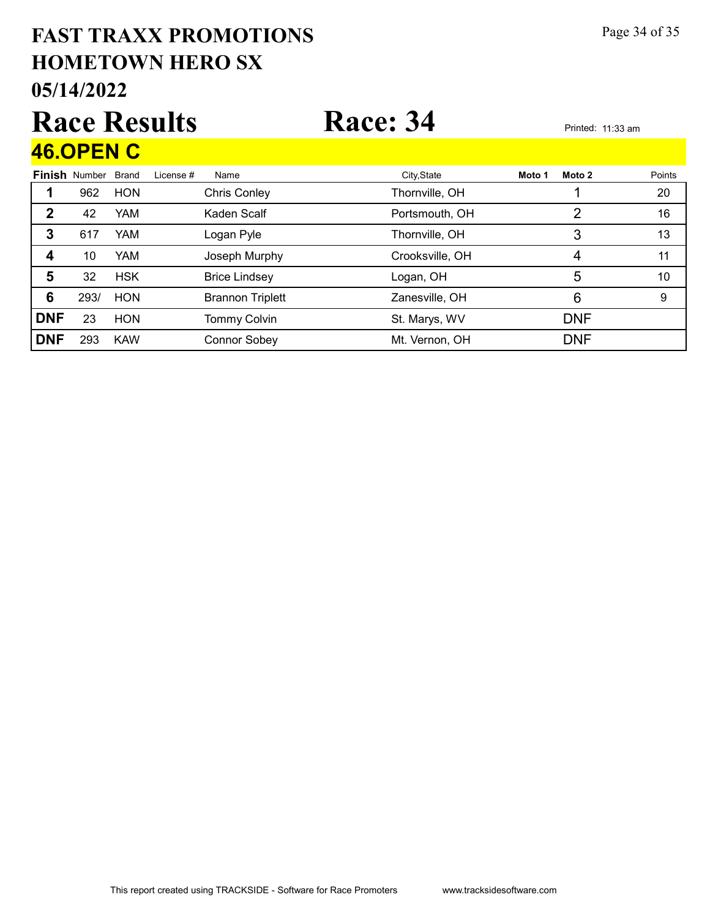# FAST TRAXX PROMOTIONS
## HOMETOWN HERO SX
## 05/14/2022

# Race Results — Race: 34

Printed: 11:33 am

## 46.OPEN C

| Finish | Number | Brand | License # | Name | City,State | Moto 1 | Moto 2 | Points |
|---|---|---|---|---|---|---|---|---|
| 1 | 962 | HON | | Chris Conley | Thornville, OH | | 1 | 20 |
| 2 | 42 | YAM | | Kaden Scalf | Portsmouth, OH | | 2 | 16 |
| 3 | 617 | YAM | | Logan Pyle | Thornville, OH | | 3 | 13 |
| 4 | 10 | YAM | | Joseph Murphy | Crooksville, OH | | 4 | 11 |
| 5 | 32 | HSK | | Brice Lindsey | Logan, OH | | 5 | 10 |
| 6 | 293/ | HON | | Brannon Triplett | Zanesville, OH | | 6 | 9 |
| DNF | 23 | HON | | Tommy Colvin | St. Marys, WV | | DNF | |
| DNF | 293 | KAW | | Connor Sobey | Mt. Vernon, OH | | DNF | |

This report created using TRACKSIDE - Software for Race Promoters www.tracksidesoftware.com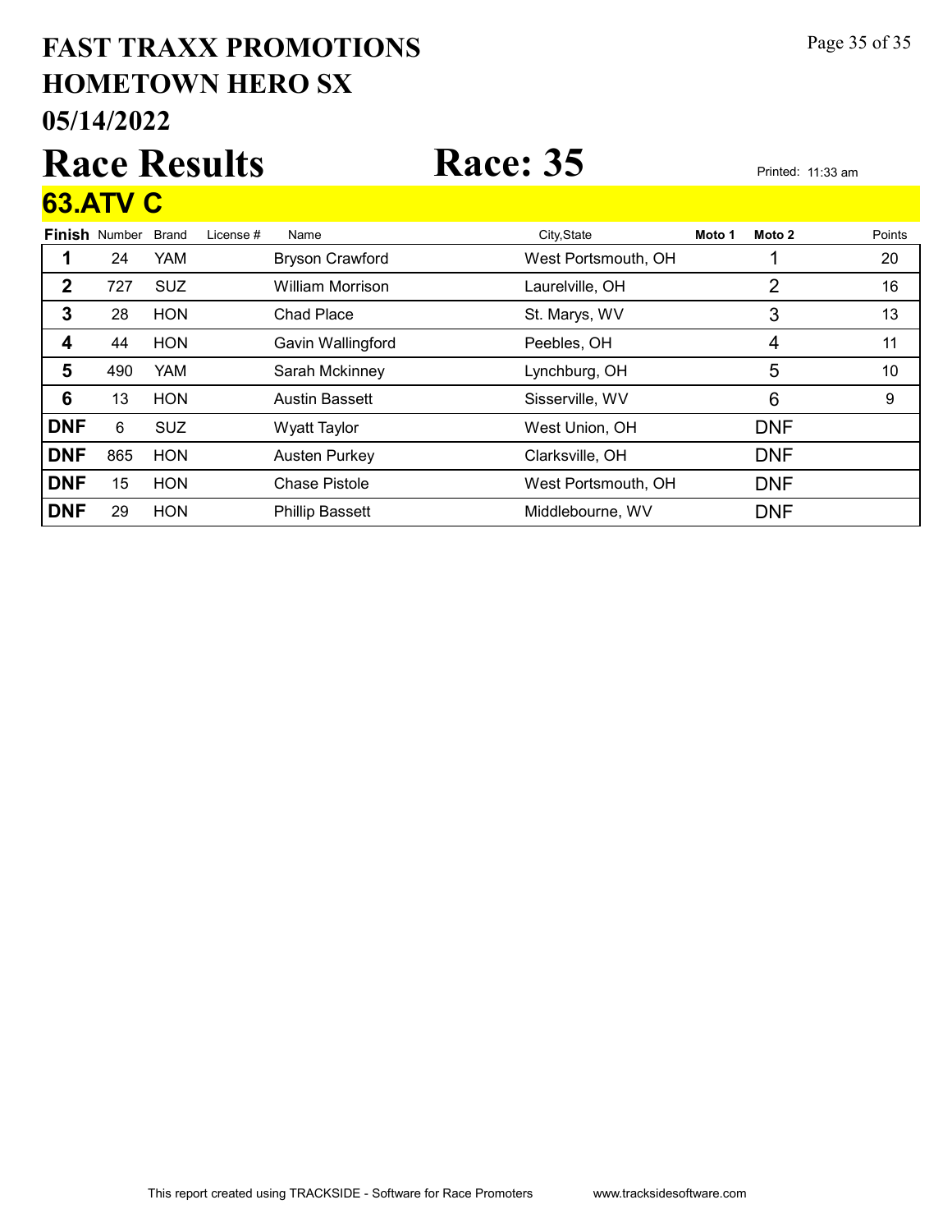# FAST TRAXX PROMOTIONS
# HOMETOWN HERO SX
# 05/14/2022

# Race Results

# Race: 35

Printed: 11:33 am

## 63.ATV C

| Finish | Number | Brand | License # | Name | City,State | Moto 1 | Moto 2 | Points |
|---|---|---|---|---|---|---|---|---|
| 1 | 24 | YAM | | Bryson Crawford | West Portsmouth, OH | | 1 | 20 |
| 2 | 727 | SUZ | | William Morrison | Laurelville, OH | | 2 | 16 |
| 3 | 28 | HON | | Chad Place | St. Marys, WV | | 3 | 13 |
| 4 | 44 | HON | | Gavin Wallingford | Peebles, OH | | 4 | 11 |
| 5 | 490 | YAM | | Sarah Mckinney | Lynchburg, OH | | 5 | 10 |
| 6 | 13 | HON | | Austin Bassett | Sisserville, WV | | 6 | 9 |
| DNF | 6 | SUZ | | Wyatt Taylor | West Union, OH | | DNF | |
| DNF | 865 | HON | | Austen Purkey | Clarksville, OH | | DNF | |
| DNF | 15 | HON | | Chase Pistole | West Portsmouth, OH | | DNF | |
| DNF | 29 | HON | | Phillip Bassett | Middlebourne, WV | | DNF | |

This report created using TRACKSIDE - Software for Race Promoters www.tracksidesoftware.com